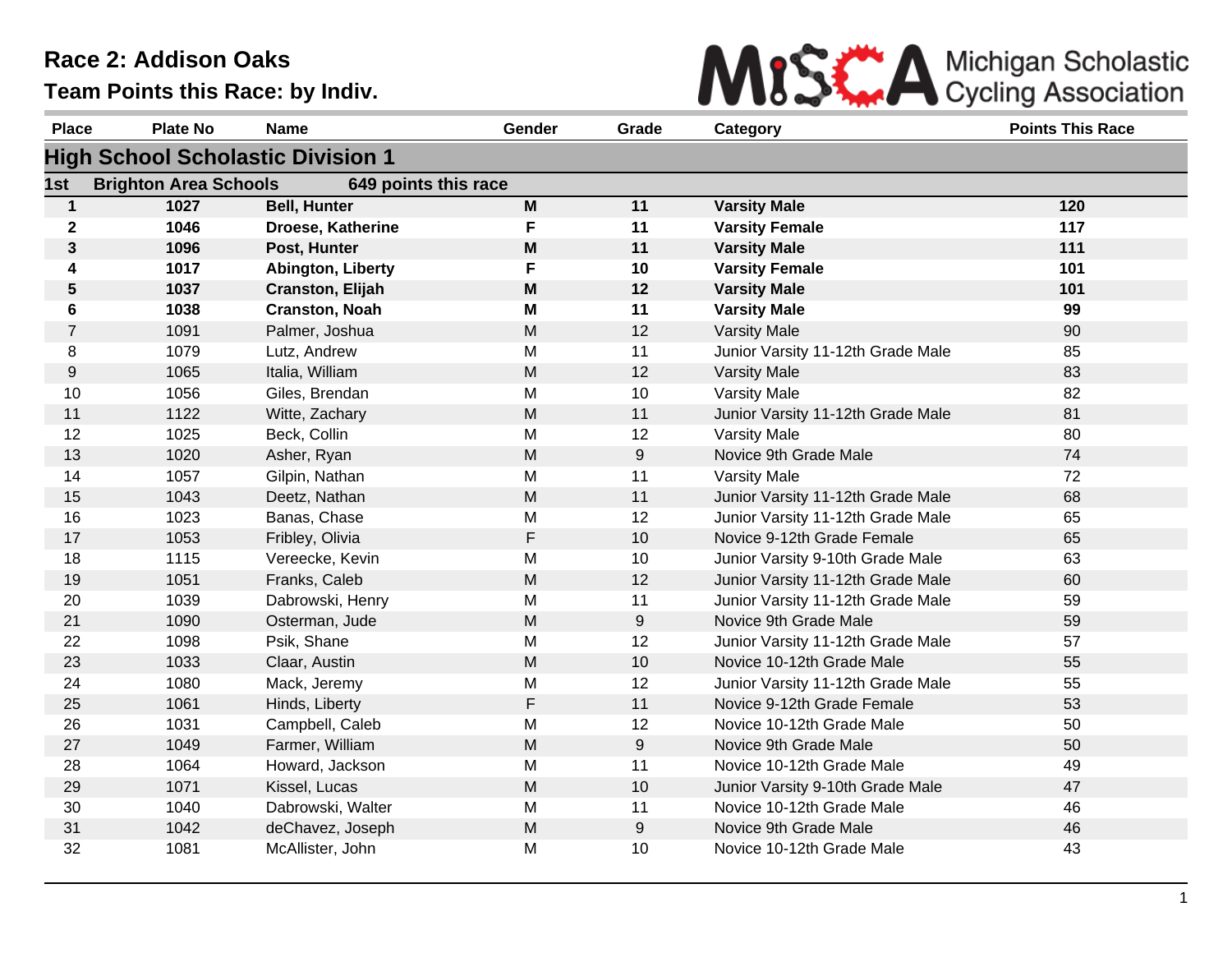# Race 2: Addison Oaks

## Team Points this Race: by Indiv.

Michigan Scholastic Cycling Association

| Place | Plate No | Name | Gender | Grade | Category | Points This Race |
|---|---|---|---|---|---|---|
| **High School Scholastic Division 1** | | | | | | |
| **1st** | **Brighton Area Schools** | **649 points this race** | | | | |
| **1** | **1027** | **Bell, Hunter** | **M** | **11** | **Varsity Male** | **120** |
| **2** | **1046** | **Droese, Katherine** | **F** | **11** | **Varsity Female** | **117** |
| **3** | **1096** | **Post, Hunter** | **M** | **11** | **Varsity Male** | **111** |
| **4** | **1017** | **Abington, Liberty** | **F** | **10** | **Varsity Female** | **101** |
| **5** | **1037** | **Cranston, Elijah** | **M** | **12** | **Varsity Male** | **101** |
| **6** | **1038** | **Cranston, Noah** | **M** | **11** | **Varsity Male** | **99** |
| 7 | 1091 | Palmer, Joshua | M | 12 | Varsity Male | 90 |
| 8 | 1079 | Lutz, Andrew | M | 11 | Junior Varsity 11-12th Grade Male | 85 |
| 9 | 1065 | Italia, William | M | 12 | Varsity Male | 83 |
| 10 | 1056 | Giles, Brendan | M | 10 | Varsity Male | 82 |
| 11 | 1122 | Witte, Zachary | M | 11 | Junior Varsity 11-12th Grade Male | 81 |
| 12 | 1025 | Beck, Collin | M | 12 | Varsity Male | 80 |
| 13 | 1020 | Asher, Ryan | M | 9 | Novice 9th Grade Male | 74 |
| 14 | 1057 | Gilpin, Nathan | M | 11 | Varsity Male | 72 |
| 15 | 1043 | Deetz, Nathan | M | 11 | Junior Varsity 11-12th Grade Male | 68 |
| 16 | 1023 | Banas, Chase | M | 12 | Junior Varsity 11-12th Grade Male | 65 |
| 17 | 1053 | Fribley, Olivia | F | 10 | Novice 9-12th Grade Female | 65 |
| 18 | 1115 | Vereecke, Kevin | M | 10 | Junior Varsity 9-10th Grade Male | 63 |
| 19 | 1051 | Franks, Caleb | M | 12 | Junior Varsity 11-12th Grade Male | 60 |
| 20 | 1039 | Dabrowski, Henry | M | 11 | Junior Varsity 11-12th Grade Male | 59 |
| 21 | 1090 | Osterman, Jude | M | 9 | Novice 9th Grade Male | 59 |
| 22 | 1098 | Psik, Shane | M | 12 | Junior Varsity 11-12th Grade Male | 57 |
| 23 | 1033 | Claar, Austin | M | 10 | Novice 10-12th Grade Male | 55 |
| 24 | 1080 | Mack, Jeremy | M | 12 | Junior Varsity 11-12th Grade Male | 55 |
| 25 | 1061 | Hinds, Liberty | F | 11 | Novice 9-12th Grade Female | 53 |
| 26 | 1031 | Campbell, Caleb | M | 12 | Novice 10-12th Grade Male | 50 |
| 27 | 1049 | Farmer, William | M | 9 | Novice 9th Grade Male | 50 |
| 28 | 1064 | Howard, Jackson | M | 11 | Novice 10-12th Grade Male | 49 |
| 29 | 1071 | Kissel, Lucas | M | 10 | Junior Varsity 9-10th Grade Male | 47 |
| 30 | 1040 | Dabrowski, Walter | M | 11 | Novice 10-12th Grade Male | 46 |
| 31 | 1042 | deChavez, Joseph | M | 9 | Novice 9th Grade Male | 46 |
| 32 | 1081 | McAllister, John | M | 10 | Novice 10-12th Grade Male | 43 |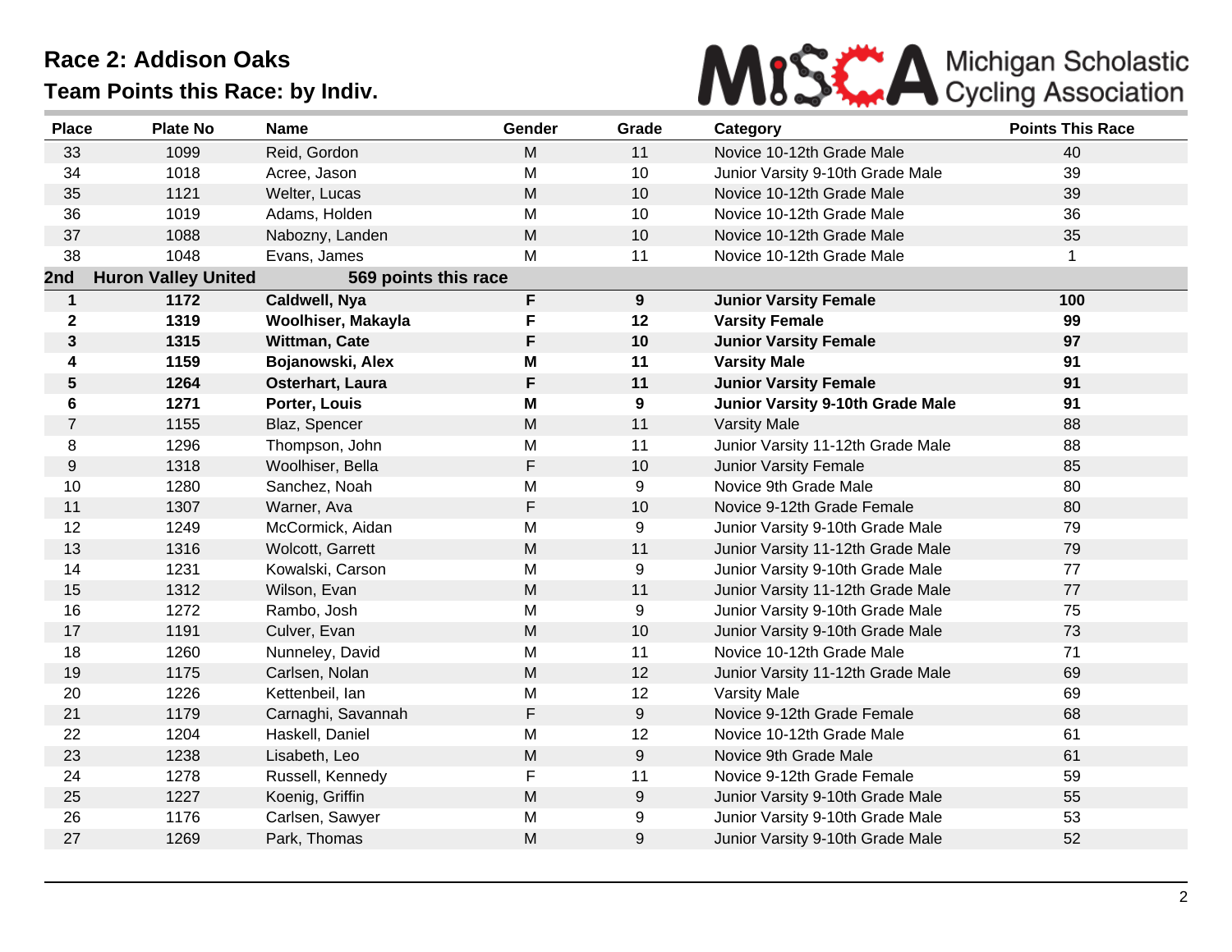# Race 2: Addison Oaks

## Team Points this Race: by Indiv.

| Place | Plate No | Name | Gender | Grade | Category | Points This Race |
|---|---|---|---|---|---|---|
| 33 | 1099 | Reid, Gordon | M | 11 | Novice 10-12th Grade Male | 40 |
| 34 | 1018 | Acree, Jason | M | 10 | Junior Varsity 9-10th Grade Male | 39 |
| 35 | 1121 | Welter, Lucas | M | 10 | Novice 10-12th Grade Male | 39 |
| 36 | 1019 | Adams, Holden | M | 10 | Novice 10-12th Grade Male | 36 |
| 37 | 1088 | Nabozny, Landen | M | 10 | Novice 10-12th Grade Male | 35 |
| 38 | 1048 | Evans, James | M | 11 | Novice 10-12th Grade Male | 1 |
| **2nd** | **Huron Valley United** | **569 points this race** | | | | |
| **1** | **1172** | **Caldwell, Nya** | **F** | **9** | **Junior Varsity Female** | **100** |
| **2** | **1319** | **Woolhiser, Makayla** | **F** | **12** | **Varsity Female** | **99** |
| **3** | **1315** | **Wittman, Cate** | **F** | **10** | **Junior Varsity Female** | **97** |
| **4** | **1159** | **Bojanowski, Alex** | **M** | **11** | **Varsity Male** | **91** |
| **5** | **1264** | **Osterhart, Laura** | **F** | **11** | **Junior Varsity Female** | **91** |
| **6** | **1271** | **Porter, Louis** | **M** | **9** | **Junior Varsity 9-10th Grade Male** | **91** |
| 7 | 1155 | Blaz, Spencer | M | 11 | Varsity Male | 88 |
| 8 | 1296 | Thompson, John | M | 11 | Junior Varsity 11-12th Grade Male | 88 |
| 9 | 1318 | Woolhiser, Bella | F | 10 | Junior Varsity Female | 85 |
| 10 | 1280 | Sanchez, Noah | M | 9 | Novice 9th Grade Male | 80 |
| 11 | 1307 | Warner, Ava | F | 10 | Novice 9-12th Grade Female | 80 |
| 12 | 1249 | McCormick, Aidan | M | 9 | Junior Varsity 9-10th Grade Male | 79 |
| 13 | 1316 | Wolcott, Garrett | M | 11 | Junior Varsity 11-12th Grade Male | 79 |
| 14 | 1231 | Kowalski, Carson | M | 9 | Junior Varsity 9-10th Grade Male | 77 |
| 15 | 1312 | Wilson, Evan | M | 11 | Junior Varsity 11-12th Grade Male | 77 |
| 16 | 1272 | Rambo, Josh | M | 9 | Junior Varsity 9-10th Grade Male | 75 |
| 17 | 1191 | Culver, Evan | M | 10 | Junior Varsity 9-10th Grade Male | 73 |
| 18 | 1260 | Nunneley, David | M | 11 | Novice 10-12th Grade Male | 71 |
| 19 | 1175 | Carlsen, Nolan | M | 12 | Junior Varsity 11-12th Grade Male | 69 |
| 20 | 1226 | Kettenbeil, Ian | M | 12 | Varsity Male | 69 |
| 21 | 1179 | Carnaghi, Savannah | F | 9 | Novice 9-12th Grade Female | 68 |
| 22 | 1204 | Haskell, Daniel | M | 12 | Novice 10-12th Grade Male | 61 |
| 23 | 1238 | Lisabeth, Leo | M | 9 | Novice 9th Grade Male | 61 |
| 24 | 1278 | Russell, Kennedy | F | 11 | Novice 9-12th Grade Female | 59 |
| 25 | 1227 | Koenig, Griffin | M | 9 | Junior Varsity 9-10th Grade Male | 55 |
| 26 | 1176 | Carlsen, Sawyer | M | 9 | Junior Varsity 9-10th Grade Male | 53 |
| 27 | 1269 | Park, Thomas | M | 9 | Junior Varsity 9-10th Grade Male | 52 |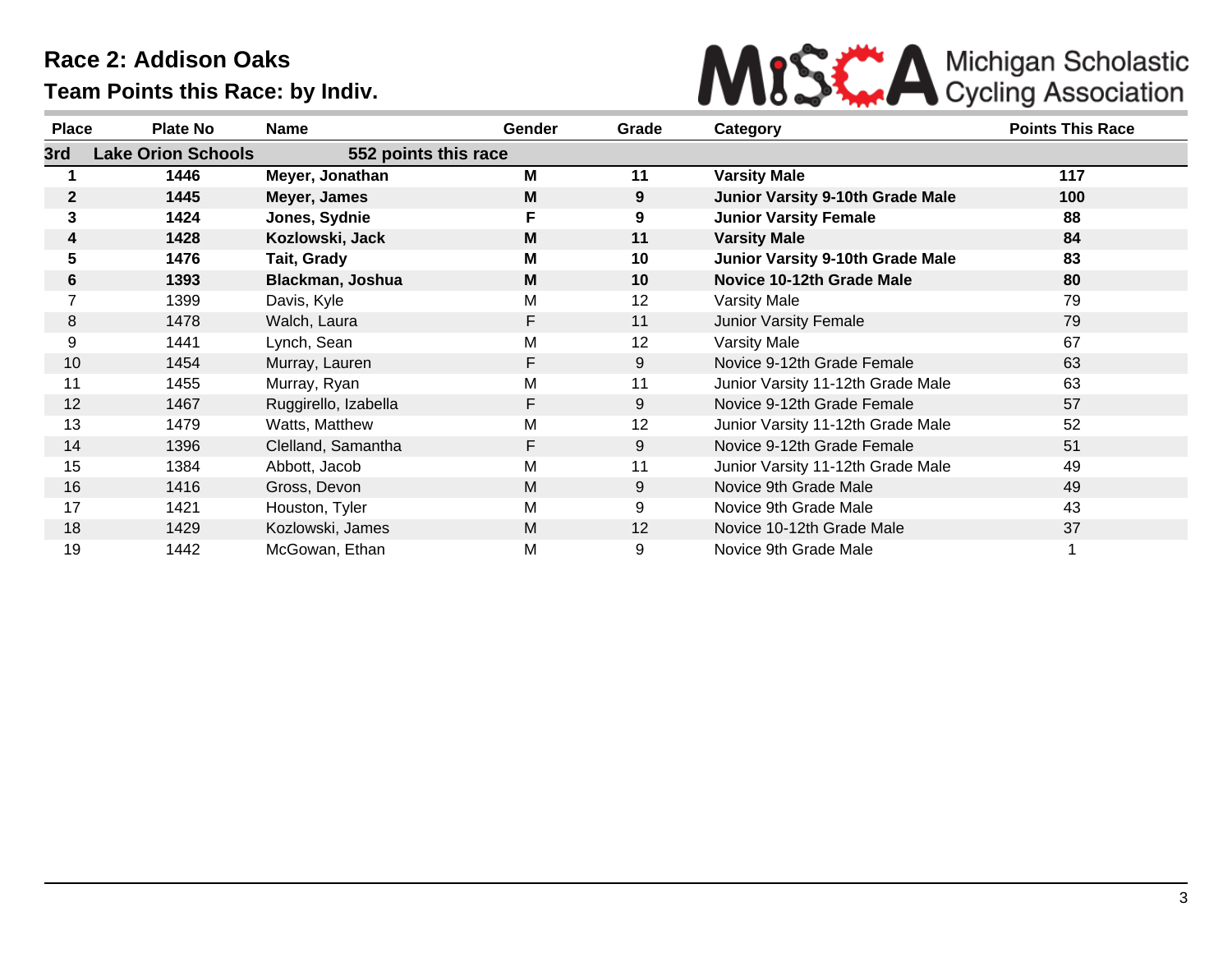# Race 2: Addison Oaks

## Team Points this Race: by Indiv.

Michigan Scholastic Cycling Association

| Place | Plate No | Name | Gender | Grade | Category | Points This Race |
|---|---|---|---|---|---|---|
| **3rd** | **Lake Orion Schools** | **552 points this race** | | | | |
| **1** | **1446** | **Meyer, Jonathan** | **M** | **11** | **Varsity Male** | **117** |
| **2** | **1445** | **Meyer, James** | **M** | **9** | **Junior Varsity 9-10th Grade Male** | **100** |
| **3** | **1424** | **Jones, Sydnie** | **F** | **9** | **Junior Varsity Female** | **88** |
| **4** | **1428** | **Kozlowski, Jack** | **M** | **11** | **Varsity Male** | **84** |
| **5** | **1476** | **Tait, Grady** | **M** | **10** | **Junior Varsity 9-10th Grade Male** | **83** |
| **6** | **1393** | **Blackman, Joshua** | **M** | **10** | **Novice 10-12th Grade Male** | **80** |
| 7 | 1399 | Davis, Kyle | M | 12 | Varsity Male | 79 |
| 8 | 1478 | Walch, Laura | F | 11 | Junior Varsity Female | 79 |
| 9 | 1441 | Lynch, Sean | M | 12 | Varsity Male | 67 |
| 10 | 1454 | Murray, Lauren | F | 9 | Novice 9-12th Grade Female | 63 |
| 11 | 1455 | Murray, Ryan | M | 11 | Junior Varsity 11-12th Grade Male | 63 |
| 12 | 1467 | Ruggirello, Izabella | F | 9 | Novice 9-12th Grade Female | 57 |
| 13 | 1479 | Watts, Matthew | M | 12 | Junior Varsity 11-12th Grade Male | 52 |
| 14 | 1396 | Clelland, Samantha | F | 9 | Novice 9-12th Grade Female | 51 |
| 15 | 1384 | Abbott, Jacob | M | 11 | Junior Varsity 11-12th Grade Male | 49 |
| 16 | 1416 | Gross, Devon | M | 9 | Novice 9th Grade Male | 49 |
| 17 | 1421 | Houston, Tyler | M | 9 | Novice 9th Grade Male | 43 |
| 18 | 1429 | Kozlowski, James | M | 12 | Novice 10-12th Grade Male | 37 |
| 19 | 1442 | McGowan, Ethan | M | 9 | Novice 9th Grade Male | 1 |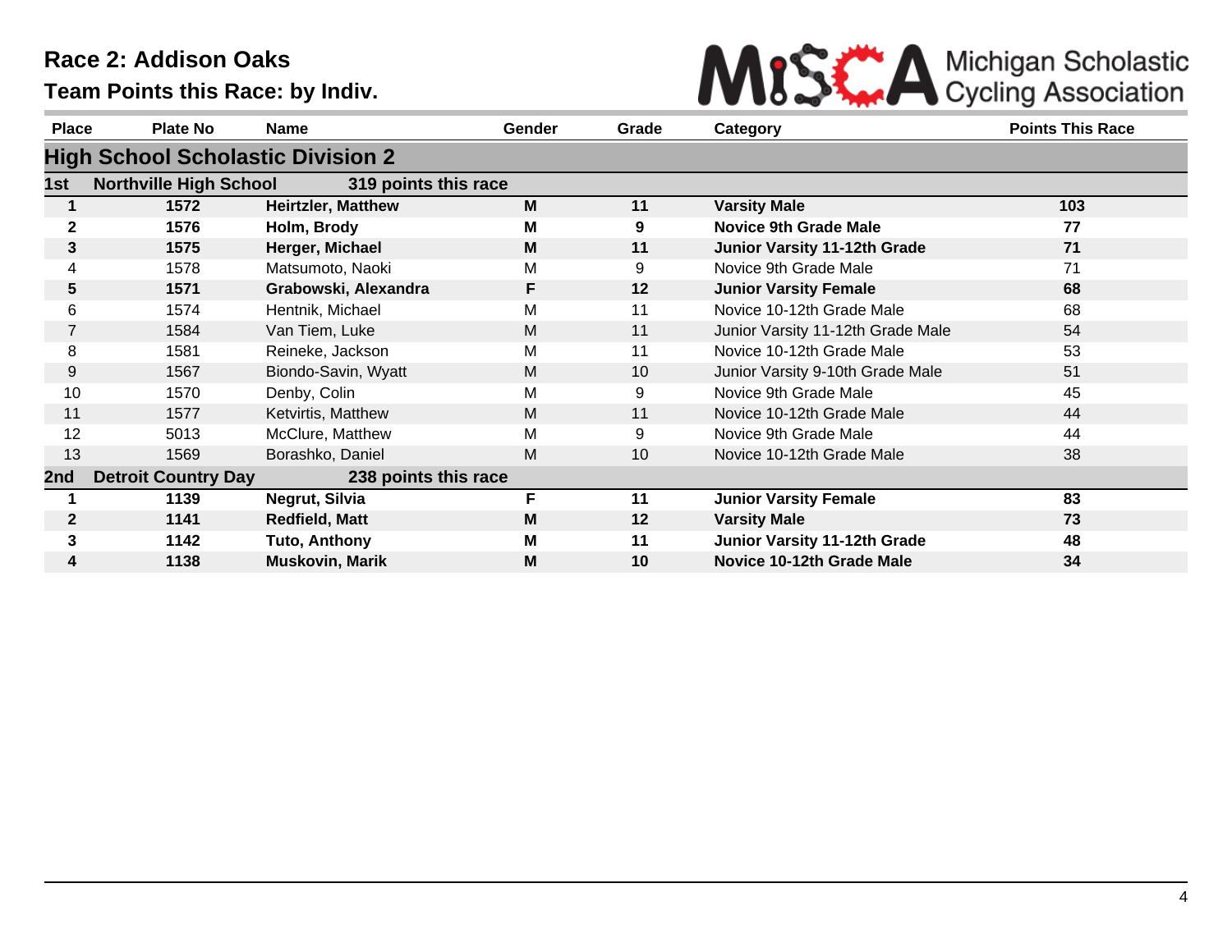# Race 2: Addison Oaks

## Team Points this Race: by Indiv.

| Place | Plate No | Name | Gender | Grade | Category | Points This Race |
|---|---|---|---|---|---|---|
| **High School Scholastic Division 2** | | | | | | |
| **1st** | **Northville High School** | **319 points this race** | | | | |
| **1** | **1572** | **Heirtzler, Matthew** | **M** | **11** | **Varsity Male** | **103** |
| **2** | **1576** | **Holm, Brody** | **M** | **9** | **Novice 9th Grade Male** | **77** |
| **3** | **1575** | **Herger, Michael** | **M** | **11** | **Junior Varsity 11-12th Grade** | **71** |
| 4 | 1578 | Matsumoto, Naoki | M | 9 | Novice 9th Grade Male | 71 |
| **5** | **1571** | **Grabowski, Alexandra** | **F** | **12** | **Junior Varsity Female** | **68** |
| 6 | 1574 | Hentnik, Michael | M | 11 | Novice 10-12th Grade Male | 68 |
| 7 | 1584 | Van Tiem, Luke | M | 11 | Junior Varsity 11-12th Grade Male | 54 |
| 8 | 1581 | Reineke, Jackson | M | 11 | Novice 10-12th Grade Male | 53 |
| 9 | 1567 | Biondo-Savin, Wyatt | M | 10 | Junior Varsity 9-10th Grade Male | 51 |
| 10 | 1570 | Denby, Colin | M | 9 | Novice 9th Grade Male | 45 |
| 11 | 1577 | Ketvirtis, Matthew | M | 11 | Novice 10-12th Grade Male | 44 |
| 12 | 5013 | McClure, Matthew | M | 9 | Novice 9th Grade Male | 44 |
| 13 | 1569 | Borashko, Daniel | M | 10 | Novice 10-12th Grade Male | 38 |
| **2nd** | **Detroit Country Day** | **238 points this race** | | | | |
| **1** | **1139** | **Negrut, Silvia** | **F** | **11** | **Junior Varsity Female** | **83** |
| **2** | **1141** | **Redfield, Matt** | **M** | **12** | **Varsity Male** | **73** |
| **3** | **1142** | **Tuto, Anthony** | **M** | **11** | **Junior Varsity 11-12th Grade** | **48** |
| **4** | **1138** | **Muskovin, Marik** | **M** | **10** | **Novice 10-12th Grade Male** | **34** |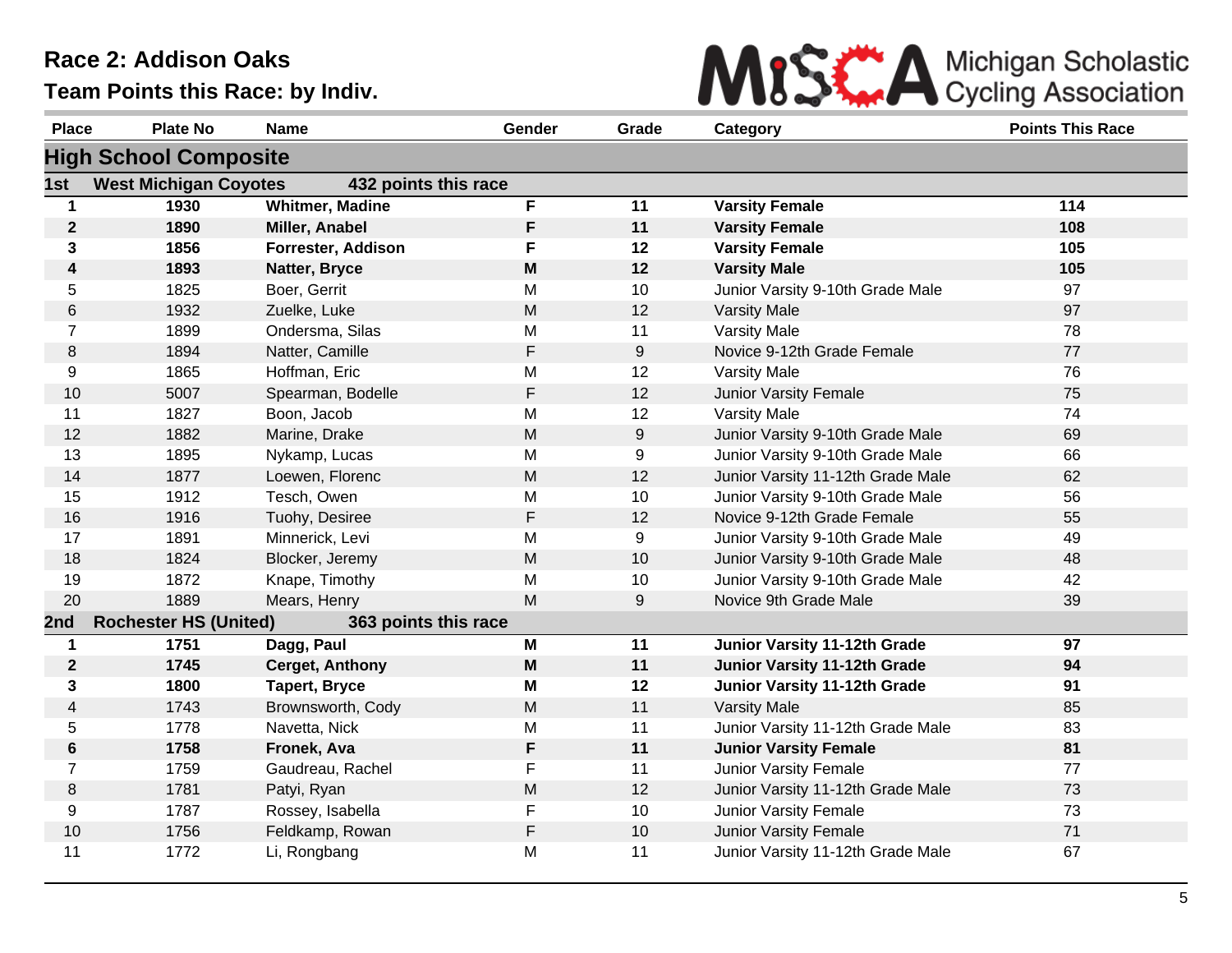# Race 2: Addison Oaks

## Team Points this Race: by Indiv.

Michigan Scholastic Cycling Association

| Place | Plate No | Name | Gender | Grade | Category | Points This Race |
|---|---|---|---|---|---|---|
| **High School Composite** | | | | | | |
| **1st** | **West Michigan Coyotes** | **432 points this race** | | | | |
| **1** | **1930** | **Whitmer, Madine** | **F** | **11** | **Varsity Female** | **114** |
| **2** | **1890** | **Miller, Anabel** | **F** | **11** | **Varsity Female** | **108** |
| **3** | **1856** | **Forrester, Addison** | **F** | **12** | **Varsity Female** | **105** |
| **4** | **1893** | **Natter, Bryce** | **M** | **12** | **Varsity Male** | **105** |
| 5 | 1825 | Boer, Gerrit | M | 10 | Junior Varsity 9-10th Grade Male | 97 |
| 6 | 1932 | Zuelke, Luke | M | 12 | Varsity Male | 97 |
| 7 | 1899 | Ondersma, Silas | M | 11 | Varsity Male | 78 |
| 8 | 1894 | Natter, Camille | F | 9 | Novice 9-12th Grade Female | 77 |
| 9 | 1865 | Hoffman, Eric | M | 12 | Varsity Male | 76 |
| 10 | 5007 | Spearman, Bodelle | F | 12 | Junior Varsity Female | 75 |
| 11 | 1827 | Boon, Jacob | M | 12 | Varsity Male | 74 |
| 12 | 1882 | Marine, Drake | M | 9 | Junior Varsity 9-10th Grade Male | 69 |
| 13 | 1895 | Nykamp, Lucas | M | 9 | Junior Varsity 9-10th Grade Male | 66 |
| 14 | 1877 | Loewen, Florenc | M | 12 | Junior Varsity 11-12th Grade Male | 62 |
| 15 | 1912 | Tesch, Owen | M | 10 | Junior Varsity 9-10th Grade Male | 56 |
| 16 | 1916 | Tuohy, Desiree | F | 12 | Novice 9-12th Grade Female | 55 |
| 17 | 1891 | Minnerick, Levi | M | 9 | Junior Varsity 9-10th Grade Male | 49 |
| 18 | 1824 | Blocker, Jeremy | M | 10 | Junior Varsity 9-10th Grade Male | 48 |
| 19 | 1872 | Knape, Timothy | M | 10 | Junior Varsity 9-10th Grade Male | 42 |
| 20 | 1889 | Mears, Henry | M | 9 | Novice 9th Grade Male | 39 |
| **2nd** | **Rochester HS (United)** | **363 points this race** | | | | |
| **1** | **1751** | **Dagg, Paul** | **M** | **11** | **Junior Varsity 11-12th Grade** | **97** |
| **2** | **1745** | **Cerget, Anthony** | **M** | **11** | **Junior Varsity 11-12th Grade** | **94** |
| **3** | **1800** | **Tapert, Bryce** | **M** | **12** | **Junior Varsity 11-12th Grade** | **91** |
| 4 | 1743 | Brownsworth, Cody | M | 11 | Varsity Male | 85 |
| 5 | 1778 | Navetta, Nick | M | 11 | Junior Varsity 11-12th Grade Male | 83 |
| **6** | **1758** | **Fronek, Ava** | **F** | **11** | **Junior Varsity Female** | **81** |
| 7 | 1759 | Gaudreau, Rachel | F | 11 | Junior Varsity Female | 77 |
| 8 | 1781 | Patyi, Ryan | M | 12 | Junior Varsity 11-12th Grade Male | 73 |
| 9 | 1787 | Rossey, Isabella | F | 10 | Junior Varsity Female | 73 |
| 10 | 1756 | Feldkamp, Rowan | F | 10 | Junior Varsity Female | 71 |
| 11 | 1772 | Li, Rongbang | M | 11 | Junior Varsity 11-12th Grade Male | 67 |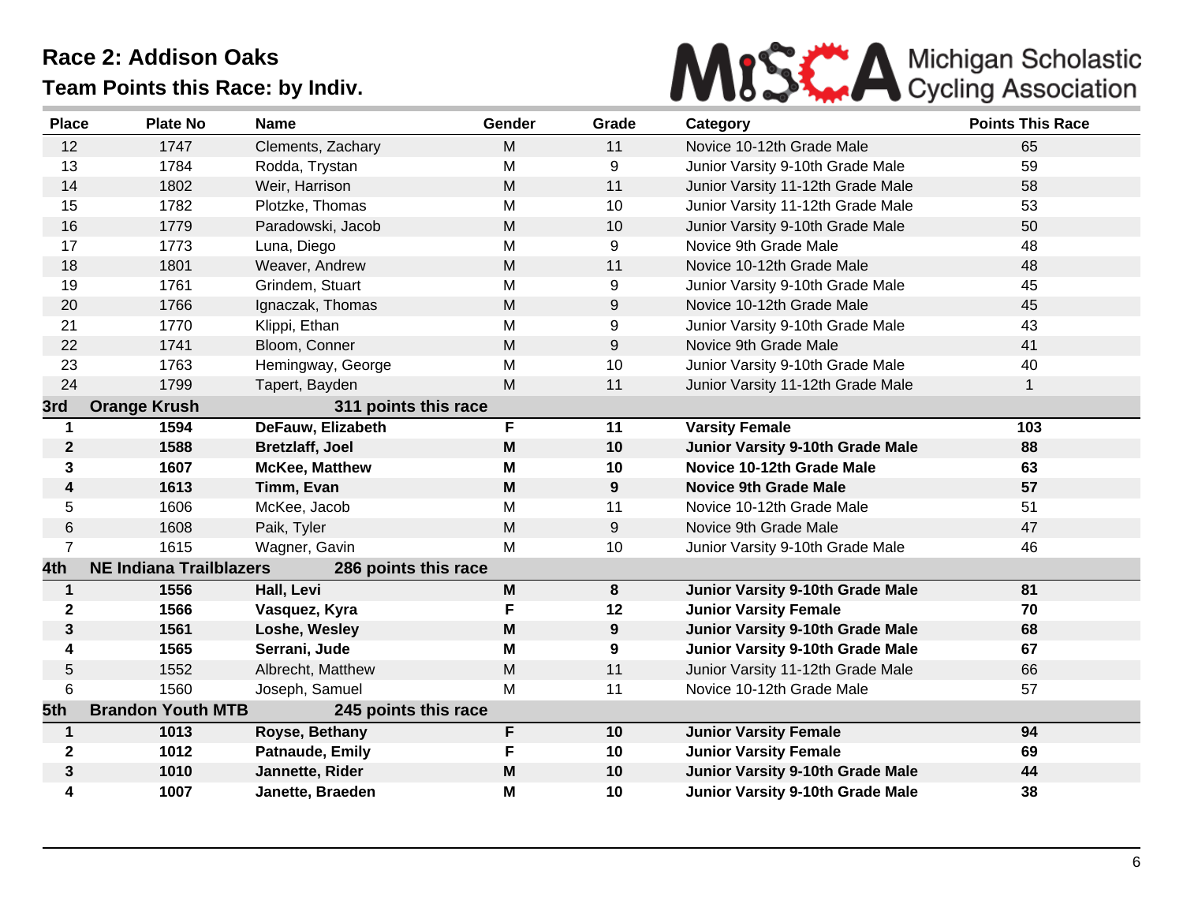# Race 2: Addison Oaks

## Team Points this Race: by Indiv.

| Place | Plate No | Name | Gender | Grade | Category | Points This Race |
|---|---|---|---|---|---|---|
| 12 | 1747 | Clements, Zachary | M | 11 | Novice 10-12th Grade Male | 65 |
| 13 | 1784 | Rodda, Trystan | M | 9 | Junior Varsity 9-10th Grade Male | 59 |
| 14 | 1802 | Weir, Harrison | M | 11 | Junior Varsity 11-12th Grade Male | 58 |
| 15 | 1782 | Plotzke, Thomas | M | 10 | Junior Varsity 11-12th Grade Male | 53 |
| 16 | 1779 | Paradowski, Jacob | M | 10 | Junior Varsity 9-10th Grade Male | 50 |
| 17 | 1773 | Luna, Diego | M | 9 | Novice 9th Grade Male | 48 |
| 18 | 1801 | Weaver, Andrew | M | 11 | Novice 10-12th Grade Male | 48 |
| 19 | 1761 | Grindem, Stuart | M | 9 | Junior Varsity 9-10th Grade Male | 45 |
| 20 | 1766 | Ignaczak, Thomas | M | 9 | Novice 10-12th Grade Male | 45 |
| 21 | 1770 | Klippi, Ethan | M | 9 | Junior Varsity 9-10th Grade Male | 43 |
| 22 | 1741 | Bloom, Conner | M | 9 | Novice 9th Grade Male | 41 |
| 23 | 1763 | Hemingway, George | M | 10 | Junior Varsity 9-10th Grade Male | 40 |
| 24 | 1799 | Tapert, Bayden | M | 11 | Junior Varsity 11-12th Grade Male | 1 |
| **3rd** | **Orange Krush** | **311 points this race** | | | | |
| **1** | **1594** | **DeFauw, Elizabeth** | **F** | **11** | **Varsity Female** | **103** |
| **2** | **1588** | **Bretzlaff, Joel** | **M** | **10** | **Junior Varsity 9-10th Grade Male** | **88** |
| **3** | **1607** | **McKee, Matthew** | **M** | **10** | **Novice 10-12th Grade Male** | **63** |
| **4** | **1613** | **Timm, Evan** | **M** | **9** | **Novice 9th Grade Male** | **57** |
| 5 | 1606 | McKee, Jacob | M | 11 | Novice 10-12th Grade Male | 51 |
| 6 | 1608 | Paik, Tyler | M | 9 | Novice 9th Grade Male | 47 |
| 7 | 1615 | Wagner, Gavin | M | 10 | Junior Varsity 9-10th Grade Male | 46 |
| **4th** | **NE Indiana Trailblazers** | **286 points this race** | | | | |
| **1** | **1556** | **Hall, Levi** | **M** | **8** | **Junior Varsity 9-10th Grade Male** | **81** |
| **2** | **1566** | **Vasquez, Kyra** | **F** | **12** | **Junior Varsity Female** | **70** |
| **3** | **1561** | **Loshe, Wesley** | **M** | **9** | **Junior Varsity 9-10th Grade Male** | **68** |
| **4** | **1565** | **Serrani, Jude** | **M** | **9** | **Junior Varsity 9-10th Grade Male** | **67** |
| 5 | 1552 | Albrecht, Matthew | M | 11 | Junior Varsity 11-12th Grade Male | 66 |
| 6 | 1560 | Joseph, Samuel | M | 11 | Novice 10-12th Grade Male | 57 |
| **5th** | **Brandon Youth MTB** | **245 points this race** | | | | |
| **1** | **1013** | **Royse, Bethany** | **F** | **10** | **Junior Varsity Female** | **94** |
| **2** | **1012** | **Patnaude, Emily** | **F** | **10** | **Junior Varsity Female** | **69** |
| **3** | **1010** | **Jannette, Rider** | **M** | **10** | **Junior Varsity 9-10th Grade Male** | **44** |
| **4** | **1007** | **Janette, Braeden** | **M** | **10** | **Junior Varsity 9-10th Grade Male** | **38** |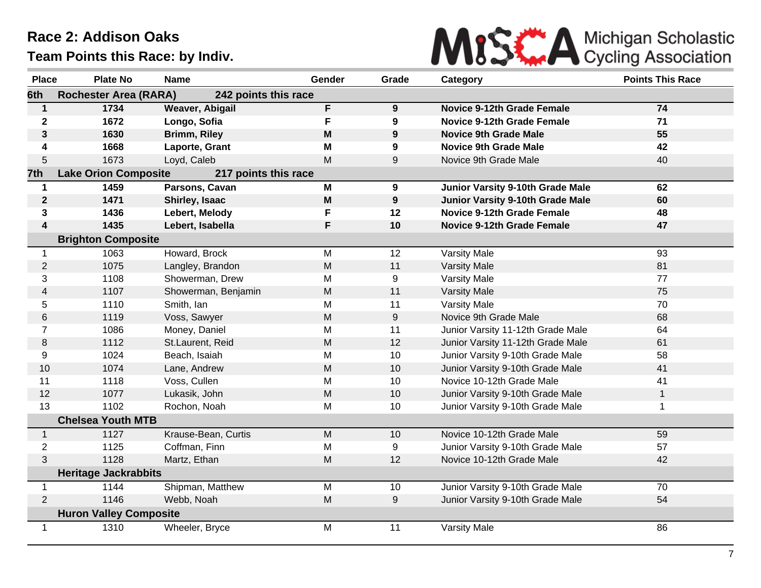# Race 2: Addison Oaks

## Team Points this Race: by Indiv.

Michigan Scholastic Cycling Association

| Place | Plate No | Name | Gender | Grade | Category | Points This Race |
|---|---|---|---|---|---|---|
| **6th** | **Rochester Area (RARA)** | **242 points this race** | | | | |
| **1** | **1734** | **Weaver, Abigail** | **F** | **9** | **Novice 9-12th Grade Female** | **74** |
| **2** | **1672** | **Longo, Sofia** | **F** | **9** | **Novice 9-12th Grade Female** | **71** |
| **3** | **1630** | **Brimm, Riley** | **M** | **9** | **Novice 9th Grade Male** | **55** |
| **4** | **1668** | **Laporte, Grant** | **M** | **9** | **Novice 9th Grade Male** | **42** |
| 5 | 1673 | Loyd, Caleb | M | 9 | Novice 9th Grade Male | 40 |
| **7th** | **Lake Orion Composite** | **217 points this race** | | | | |
| **1** | **1459** | **Parsons, Cavan** | **M** | **9** | **Junior Varsity 9-10th Grade Male** | **62** |
| **2** | **1471** | **Shirley, Isaac** | **M** | **9** | **Junior Varsity 9-10th Grade Male** | **60** |
| **3** | **1436** | **Lebert, Melody** | **F** | **12** | **Novice 9-12th Grade Female** | **48** |
| **4** | **1435** | **Lebert, Isabella** | **F** | **10** | **Novice 9-12th Grade Female** | **47** |
| | **Brighton Composite** | | | | | |
| 1 | 1063 | Howard, Brock | M | 12 | Varsity Male | 93 |
| 2 | 1075 | Langley, Brandon | M | 11 | Varsity Male | 81 |
| 3 | 1108 | Showerman, Drew | M | 9 | Varsity Male | 77 |
| 4 | 1107 | Showerman, Benjamin | M | 11 | Varsity Male | 75 |
| 5 | 1110 | Smith, Ian | M | 11 | Varsity Male | 70 |
| 6 | 1119 | Voss, Sawyer | M | 9 | Novice 9th Grade Male | 68 |
| 7 | 1086 | Money, Daniel | M | 11 | Junior Varsity 11-12th Grade Male | 64 |
| 8 | 1112 | St.Laurent, Reid | M | 12 | Junior Varsity 11-12th Grade Male | 61 |
| 9 | 1024 | Beach, Isaiah | M | 10 | Junior Varsity 9-10th Grade Male | 58 |
| 10 | 1074 | Lane, Andrew | M | 10 | Junior Varsity 9-10th Grade Male | 41 |
| 11 | 1118 | Voss, Cullen | M | 10 | Novice 10-12th Grade Male | 41 |
| 12 | 1077 | Lukasik, John | M | 10 | Junior Varsity 9-10th Grade Male | 1 |
| 13 | 1102 | Rochon, Noah | M | 10 | Junior Varsity 9-10th Grade Male | 1 |
| | **Chelsea Youth MTB** | | | | | |
| 1 | 1127 | Krause-Bean, Curtis | M | 10 | Novice 10-12th Grade Male | 59 |
| 2 | 1125 | Coffman, Finn | M | 9 | Junior Varsity 9-10th Grade Male | 57 |
| 3 | 1128 | Martz, Ethan | M | 12 | Novice 10-12th Grade Male | 42 |
| | **Heritage Jackrabbits** | | | | | |
| 1 | 1144 | Shipman, Matthew | M | 10 | Junior Varsity 9-10th Grade Male | 70 |
| 2 | 1146 | Webb, Noah | M | 9 | Junior Varsity 9-10th Grade Male | 54 |
| | **Huron Valley Composite** | | | | | |
| 1 | 1310 | Wheeler, Bryce | M | 11 | Varsity Male | 86 |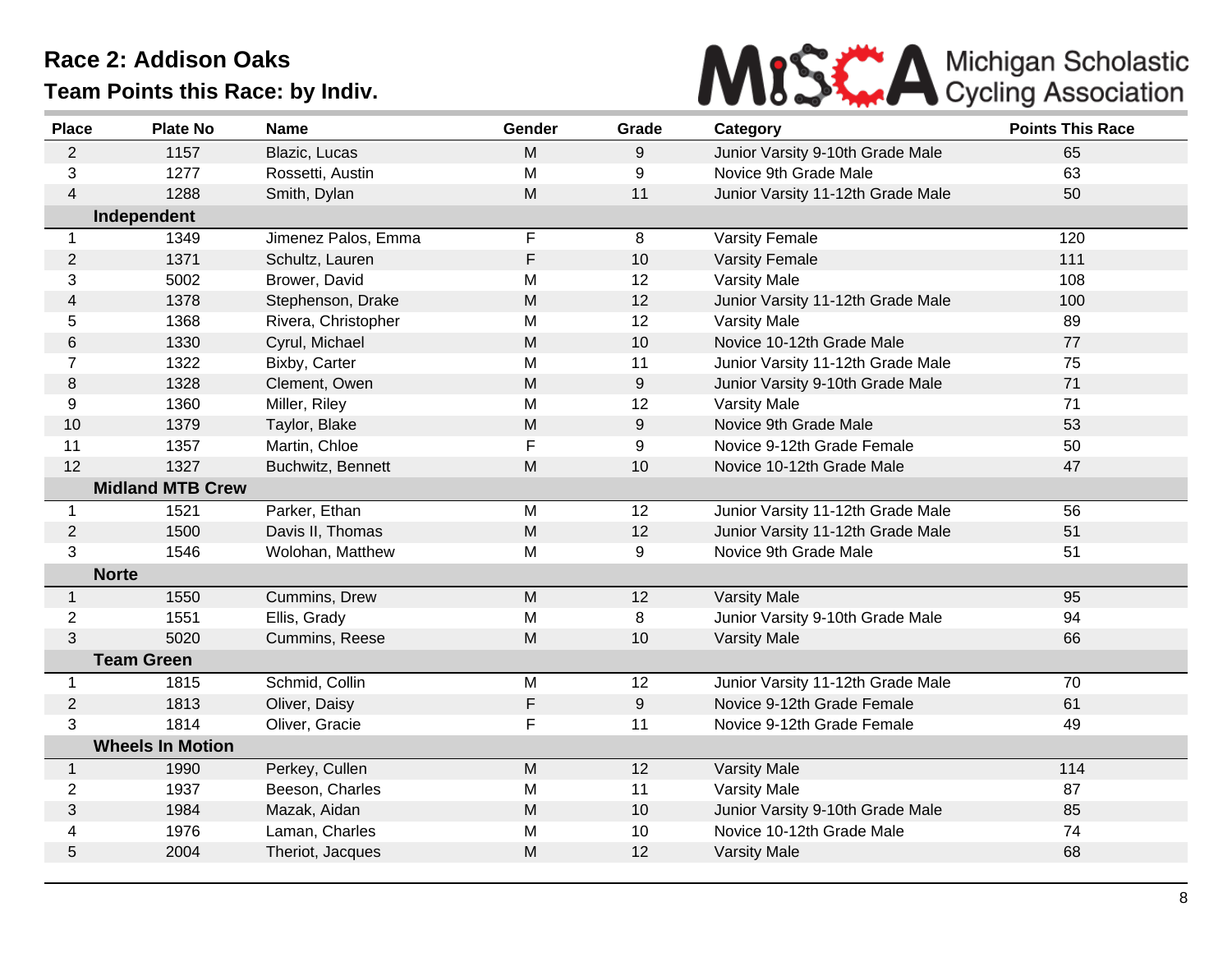# Race 2: Addison Oaks

## Team Points this Race: by Indiv.

| Place | Plate No | Name | Gender | Grade | Category | Points This Race |
|---|---|---|---|---|---|---|
| 2 | 1157 | Blazic, Lucas | M | 9 | Junior Varsity 9-10th Grade Male | 65 |
| 3 | 1277 | Rossetti, Austin | M | 9 | Novice 9th Grade Male | 63 |
| 4 | 1288 | Smith, Dylan | M | 11 | Junior Varsity 11-12th Grade Male | 50 |
| **Independent** | | | | | | |
| 1 | 1349 | Jimenez Palos, Emma | F | 8 | Varsity Female | 120 |
| 2 | 1371 | Schultz, Lauren | F | 10 | Varsity Female | 111 |
| 3 | 5002 | Brower, David | M | 12 | Varsity Male | 108 |
| 4 | 1378 | Stephenson, Drake | M | 12 | Junior Varsity 11-12th Grade Male | 100 |
| 5 | 1368 | Rivera, Christopher | M | 12 | Varsity Male | 89 |
| 6 | 1330 | Cyrul, Michael | M | 10 | Novice 10-12th Grade Male | 77 |
| 7 | 1322 | Bixby, Carter | M | 11 | Junior Varsity 11-12th Grade Male | 75 |
| 8 | 1328 | Clement, Owen | M | 9 | Junior Varsity 9-10th Grade Male | 71 |
| 9 | 1360 | Miller, Riley | M | 12 | Varsity Male | 71 |
| 10 | 1379 | Taylor, Blake | M | 9 | Novice 9th Grade Male | 53 |
| 11 | 1357 | Martin, Chloe | F | 9 | Novice 9-12th Grade Female | 50 |
| 12 | 1327 | Buchwitz, Bennett | M | 10 | Novice 10-12th Grade Male | 47 |
| **Midland MTB Crew** | | | | | | |
| 1 | 1521 | Parker, Ethan | M | 12 | Junior Varsity 11-12th Grade Male | 56 |
| 2 | 1500 | Davis II, Thomas | M | 12 | Junior Varsity 11-12th Grade Male | 51 |
| 3 | 1546 | Wolohan, Matthew | M | 9 | Novice 9th Grade Male | 51 |
| **Norte** | | | | | | |
| 1 | 1550 | Cummins, Drew | M | 12 | Varsity Male | 95 |
| 2 | 1551 | Ellis, Grady | M | 8 | Junior Varsity 9-10th Grade Male | 94 |
| 3 | 5020 | Cummins, Reese | M | 10 | Varsity Male | 66 |
| **Team Green** | | | | | | |
| 1 | 1815 | Schmid, Collin | M | 12 | Junior Varsity 11-12th Grade Male | 70 |
| 2 | 1813 | Oliver, Daisy | F | 9 | Novice 9-12th Grade Female | 61 |
| 3 | 1814 | Oliver, Gracie | F | 11 | Novice 9-12th Grade Female | 49 |
| **Wheels In Motion** | | | | | | |
| 1 | 1990 | Perkey, Cullen | M | 12 | Varsity Male | 114 |
| 2 | 1937 | Beeson, Charles | M | 11 | Varsity Male | 87 |
| 3 | 1984 | Mazak, Aidan | M | 10 | Junior Varsity 9-10th Grade Male | 85 |
| 4 | 1976 | Laman, Charles | M | 10 | Novice 10-12th Grade Male | 74 |
| 5 | 2004 | Theriot, Jacques | M | 12 | Varsity Male | 68 |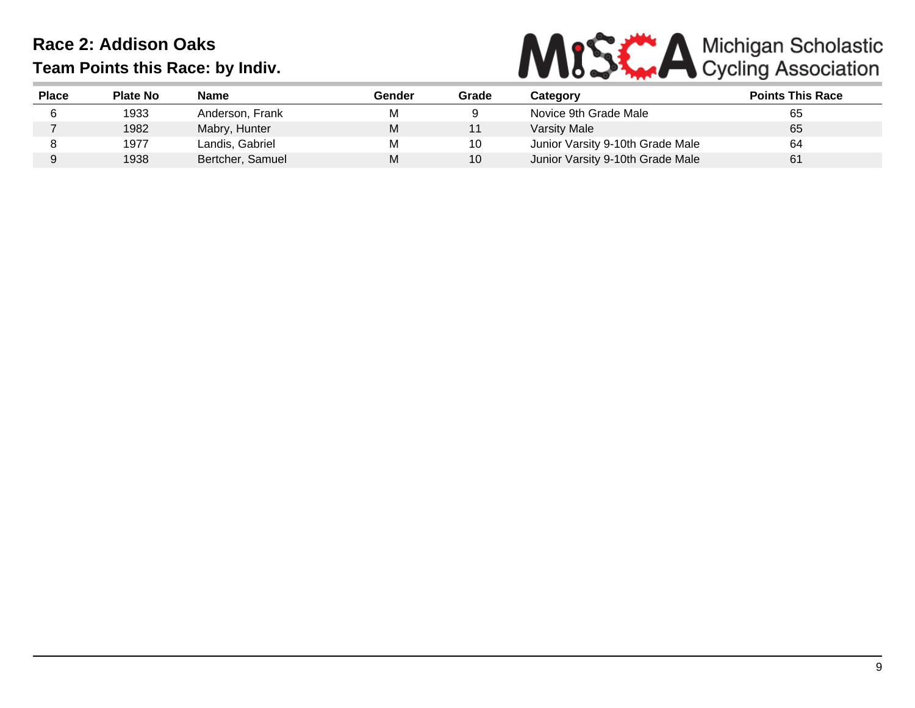## Race 2: Addison Oaks

### Team Points this Race: by Indiv.

| Place | Plate No | Name | Gender | Grade | Category | Points This Race |
|---|---|---|---|---|---|---|
| 6 | 1933 | Anderson, Frank | M | 9 | Novice 9th Grade Male | 65 |
| 7 | 1982 | Mabry, Hunter | M | 11 | Varsity Male | 65 |
| 8 | 1977 | Landis, Gabriel | M | 10 | Junior Varsity 9-10th Grade Male | 64 |
| 9 | 1938 | Bertcher, Samuel | M | 10 | Junior Varsity 9-10th Grade Male | 61 |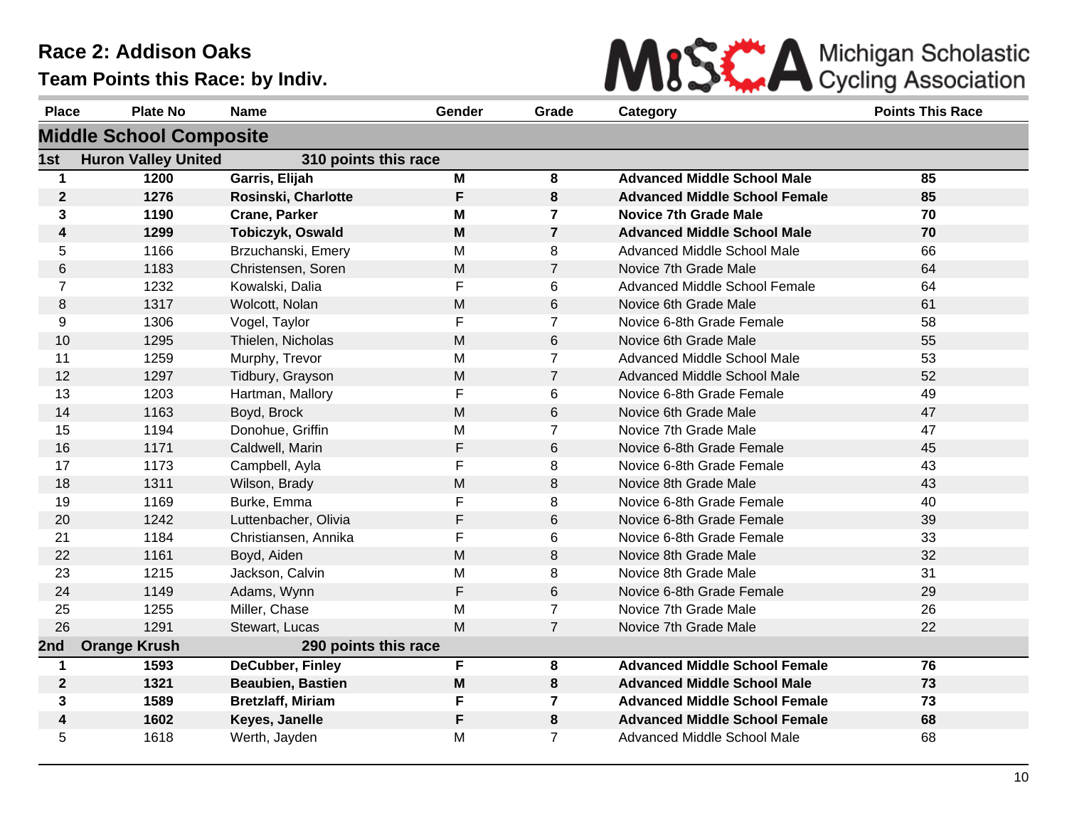# Race 2: Addison Oaks

## Team Points this Race: by Indiv.

MiSCA Michigan Scholastic Cycling Association

| Place | Plate No | Name | Gender | Grade | Category | Points This Race |
|---|---|---|---|---|---|---|
| **Middle School Composite** | | | | | | |
| **1st** | **Huron Valley United** | **310 points this race** | | | | |
| **1** | **1200** | **Garris, Elijah** | **M** | **8** | **Advanced Middle School Male** | **85** |
| **2** | **1276** | **Rosinski, Charlotte** | **F** | **8** | **Advanced Middle School Female** | **85** |
| **3** | **1190** | **Crane, Parker** | **M** | **7** | **Novice 7th Grade Male** | **70** |
| **4** | **1299** | **Tobiczyk, Oswald** | **M** | **7** | **Advanced Middle School Male** | **70** |
| 5 | 1166 | Brzuchanski, Emery | M | 8 | Advanced Middle School Male | 66 |
| 6 | 1183 | Christensen, Soren | M | 7 | Novice 7th Grade Male | 64 |
| 7 | 1232 | Kowalski, Dalia | F | 6 | Advanced Middle School Female | 64 |
| 8 | 1317 | Wolcott, Nolan | M | 6 | Novice 6th Grade Male | 61 |
| 9 | 1306 | Vogel, Taylor | F | 7 | Novice 6-8th Grade Female | 58 |
| 10 | 1295 | Thielen, Nicholas | M | 6 | Novice 6th Grade Male | 55 |
| 11 | 1259 | Murphy, Trevor | M | 7 | Advanced Middle School Male | 53 |
| 12 | 1297 | Tidbury, Grayson | M | 7 | Advanced Middle School Male | 52 |
| 13 | 1203 | Hartman, Mallory | F | 6 | Novice 6-8th Grade Female | 49 |
| 14 | 1163 | Boyd, Brock | M | 6 | Novice 6th Grade Male | 47 |
| 15 | 1194 | Donohue, Griffin | M | 7 | Novice 7th Grade Male | 47 |
| 16 | 1171 | Caldwell, Marin | F | 6 | Novice 6-8th Grade Female | 45 |
| 17 | 1173 | Campbell, Ayla | F | 8 | Novice 6-8th Grade Female | 43 |
| 18 | 1311 | Wilson, Brady | M | 8 | Novice 8th Grade Male | 43 |
| 19 | 1169 | Burke, Emma | F | 8 | Novice 6-8th Grade Female | 40 |
| 20 | 1242 | Luttenbacher, Olivia | F | 6 | Novice 6-8th Grade Female | 39 |
| 21 | 1184 | Christiansen, Annika | F | 6 | Novice 6-8th Grade Female | 33 |
| 22 | 1161 | Boyd, Aiden | M | 8 | Novice 8th Grade Male | 32 |
| 23 | 1215 | Jackson, Calvin | M | 8 | Novice 8th Grade Male | 31 |
| 24 | 1149 | Adams, Wynn | F | 6 | Novice 6-8th Grade Female | 29 |
| 25 | 1255 | Miller, Chase | M | 7 | Novice 7th Grade Male | 26 |
| 26 | 1291 | Stewart, Lucas | M | 7 | Novice 7th Grade Male | 22 |
| **2nd** | **Orange Krush** | **290 points this race** | | | | |
| **1** | **1593** | **DeCubber, Finley** | **F** | **8** | **Advanced Middle School Female** | **76** |
| **2** | **1321** | **Beaubien, Bastien** | **M** | **8** | **Advanced Middle School Male** | **73** |
| **3** | **1589** | **Bretzlaff, Miriam** | **F** | **7** | **Advanced Middle School Female** | **73** |
| **4** | **1602** | **Keyes, Janelle** | **F** | **8** | **Advanced Middle School Female** | **68** |
| 5 | 1618 | Werth, Jayden | M | 7 | Advanced Middle School Male | 68 |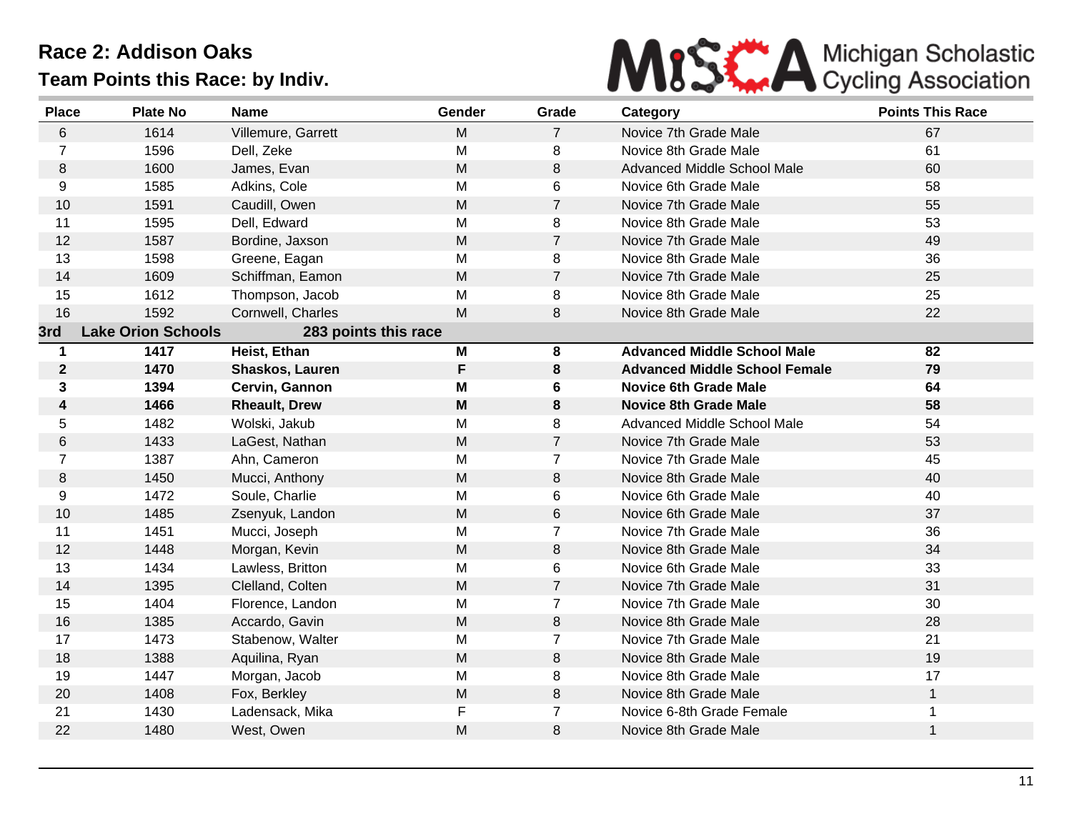# Race 2: Addison Oaks
## Team Points this Race: by Indiv.

| Place | Plate No | Name | Gender | Grade | Category | Points This Race |
|---|---|---|---|---|---|---|
| 6 | 1614 | Villemure, Garrett | M | 7 | Novice 7th Grade Male | 67 |
| 7 | 1596 | Dell, Zeke | M | 8 | Novice 8th Grade Male | 61 |
| 8 | 1600 | James, Evan | M | 8 | Advanced Middle School Male | 60 |
| 9 | 1585 | Adkins, Cole | M | 6 | Novice 6th Grade Male | 58 |
| 10 | 1591 | Caudill, Owen | M | 7 | Novice 7th Grade Male | 55 |
| 11 | 1595 | Dell, Edward | M | 8 | Novice 8th Grade Male | 53 |
| 12 | 1587 | Bordine, Jaxson | M | 7 | Novice 7th Grade Male | 49 |
| 13 | 1598 | Greene, Eagan | M | 8 | Novice 8th Grade Male | 36 |
| 14 | 1609 | Schiffman, Eamon | M | 7 | Novice 7th Grade Male | 25 |
| 15 | 1612 | Thompson, Jacob | M | 8 | Novice 8th Grade Male | 25 |
| 16 | 1592 | Cornwell, Charles | M | 8 | Novice 8th Grade Male | 22 |
| **3rd** | **Lake Orion Schools** | **283 points this race** | | | | |
| **1** | **1417** | **Heist, Ethan** | **M** | **8** | **Advanced Middle School Male** | **82** |
| **2** | **1470** | **Shaskos, Lauren** | **F** | **8** | **Advanced Middle School Female** | **79** |
| **3** | **1394** | **Cervin, Gannon** | **M** | **6** | **Novice 6th Grade Male** | **64** |
| **4** | **1466** | **Rheault, Drew** | **M** | **8** | **Novice 8th Grade Male** | **58** |
| 5 | 1482 | Wolski, Jakub | M | 8 | Advanced Middle School Male | 54 |
| 6 | 1433 | LaGest, Nathan | M | 7 | Novice 7th Grade Male | 53 |
| 7 | 1387 | Ahn, Cameron | M | 7 | Novice 7th Grade Male | 45 |
| 8 | 1450 | Mucci, Anthony | M | 8 | Novice 8th Grade Male | 40 |
| 9 | 1472 | Soule, Charlie | M | 6 | Novice 6th Grade Male | 40 |
| 10 | 1485 | Zsenyuk, Landon | M | 6 | Novice 6th Grade Male | 37 |
| 11 | 1451 | Mucci, Joseph | M | 7 | Novice 7th Grade Male | 36 |
| 12 | 1448 | Morgan, Kevin | M | 8 | Novice 8th Grade Male | 34 |
| 13 | 1434 | Lawless, Britton | M | 6 | Novice 6th Grade Male | 33 |
| 14 | 1395 | Clelland, Colten | M | 7 | Novice 7th Grade Male | 31 |
| 15 | 1404 | Florence, Landon | M | 7 | Novice 7th Grade Male | 30 |
| 16 | 1385 | Accardo, Gavin | M | 8 | Novice 8th Grade Male | 28 |
| 17 | 1473 | Stabenow, Walter | M | 7 | Novice 7th Grade Male | 21 |
| 18 | 1388 | Aquilina, Ryan | M | 8 | Novice 8th Grade Male | 19 |
| 19 | 1447 | Morgan, Jacob | M | 8 | Novice 8th Grade Male | 17 |
| 20 | 1408 | Fox, Berkley | M | 8 | Novice 8th Grade Male | 1 |
| 21 | 1430 | Ladensack, Mika | F | 7 | Novice 6-8th Grade Female | 1 |
| 22 | 1480 | West, Owen | M | 8 | Novice 8th Grade Male | 1 |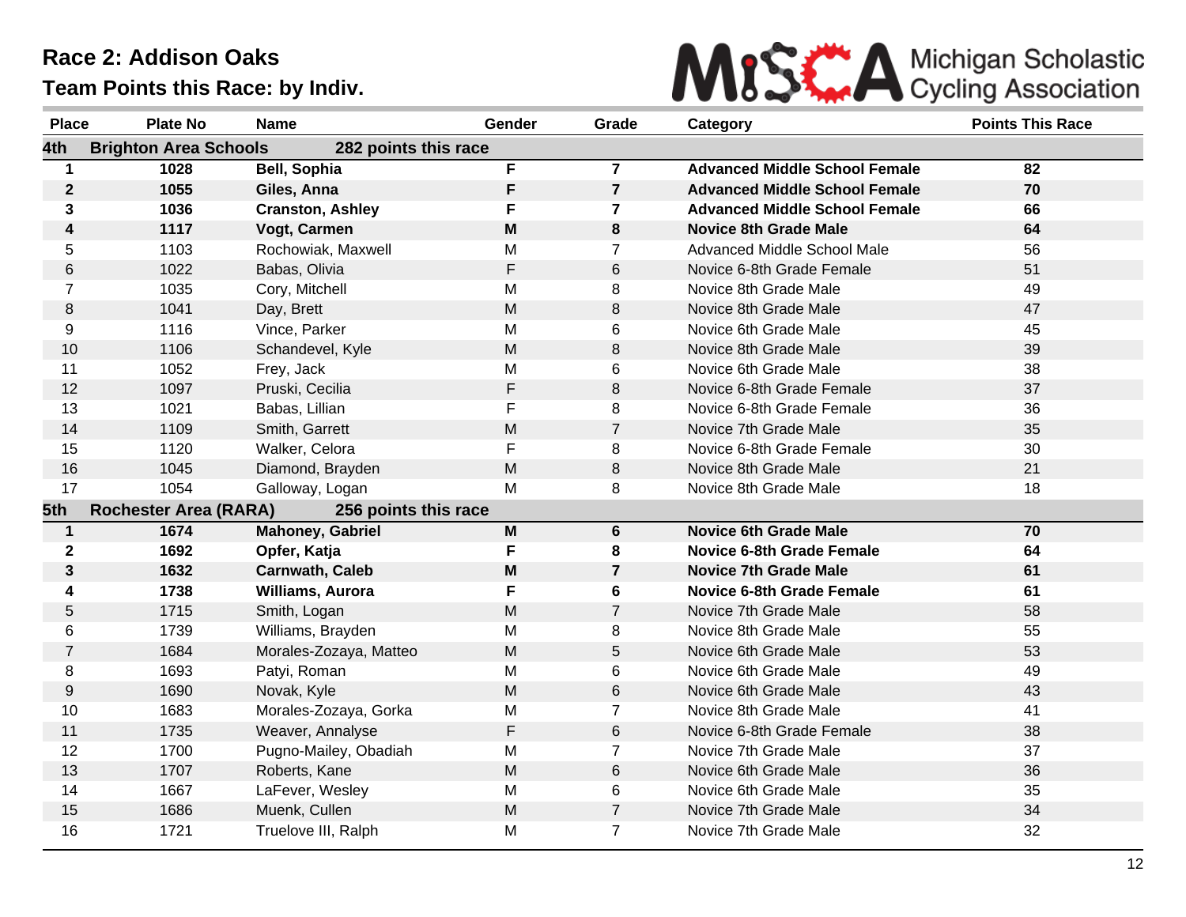# Race 2: Addison Oaks

## Team Points this Race: by Indiv.

Michigan Scholastic Cycling Association

| Place | Plate No | Name | Gender | Grade | Category | Points This Race |
|---|---|---|---|---|---|---|
| **4th** | **Brighton Area Schools** | **282 points this race** | | | | |
| **1** | **1028** | **Bell, Sophia** | **F** | **7** | **Advanced Middle School Female** | **82** |
| **2** | **1055** | **Giles, Anna** | **F** | **7** | **Advanced Middle School Female** | **70** |
| **3** | **1036** | **Cranston, Ashley** | **F** | **7** | **Advanced Middle School Female** | **66** |
| **4** | **1117** | **Vogt, Carmen** | **M** | **8** | **Novice 8th Grade Male** | **64** |
| 5 | 1103 | Rochowiak, Maxwell | M | 7 | Advanced Middle School Male | 56 |
| 6 | 1022 | Babas, Olivia | F | 6 | Novice 6-8th Grade Female | 51 |
| 7 | 1035 | Cory, Mitchell | M | 8 | Novice 8th Grade Male | 49 |
| 8 | 1041 | Day, Brett | M | 8 | Novice 8th Grade Male | 47 |
| 9 | 1116 | Vince, Parker | M | 6 | Novice 6th Grade Male | 45 |
| 10 | 1106 | Schandevel, Kyle | M | 8 | Novice 8th Grade Male | 39 |
| 11 | 1052 | Frey, Jack | M | 6 | Novice 6th Grade Male | 38 |
| 12 | 1097 | Pruski, Cecilia | F | 8 | Novice 6-8th Grade Female | 37 |
| 13 | 1021 | Babas, Lillian | F | 8 | Novice 6-8th Grade Female | 36 |
| 14 | 1109 | Smith, Garrett | M | 7 | Novice 7th Grade Male | 35 |
| 15 | 1120 | Walker, Celora | F | 8 | Novice 6-8th Grade Female | 30 |
| 16 | 1045 | Diamond, Brayden | M | 8 | Novice 8th Grade Male | 21 |
| 17 | 1054 | Galloway, Logan | M | 8 | Novice 8th Grade Male | 18 |
| **5th** | **Rochester Area (RARA)** | **256 points this race** | | | | |
| **1** | **1674** | **Mahoney, Gabriel** | **M** | **6** | **Novice 6th Grade Male** | **70** |
| **2** | **1692** | **Opfer, Katja** | **F** | **8** | **Novice 6-8th Grade Female** | **64** |
| **3** | **1632** | **Carnwath, Caleb** | **M** | **7** | **Novice 7th Grade Male** | **61** |
| **4** | **1738** | **Williams, Aurora** | **F** | **6** | **Novice 6-8th Grade Female** | **61** |
| 5 | 1715 | Smith, Logan | M | 7 | Novice 7th Grade Male | 58 |
| 6 | 1739 | Williams, Brayden | M | 8 | Novice 8th Grade Male | 55 |
| 7 | 1684 | Morales-Zozaya, Matteo | M | 5 | Novice 6th Grade Male | 53 |
| 8 | 1693 | Patyi, Roman | M | 6 | Novice 6th Grade Male | 49 |
| 9 | 1690 | Novak, Kyle | M | 6 | Novice 6th Grade Male | 43 |
| 10 | 1683 | Morales-Zozaya, Gorka | M | 7 | Novice 8th Grade Male | 41 |
| 11 | 1735 | Weaver, Annalyse | F | 6 | Novice 6-8th Grade Female | 38 |
| 12 | 1700 | Pugno-Mailey, Obadiah | M | 7 | Novice 7th Grade Male | 37 |
| 13 | 1707 | Roberts, Kane | M | 6 | Novice 6th Grade Male | 36 |
| 14 | 1667 | LaFever, Wesley | M | 6 | Novice 6th Grade Male | 35 |
| 15 | 1686 | Muenk, Cullen | M | 7 | Novice 7th Grade Male | 34 |
| 16 | 1721 | Truelove III, Ralph | M | 7 | Novice 7th Grade Male | 32 |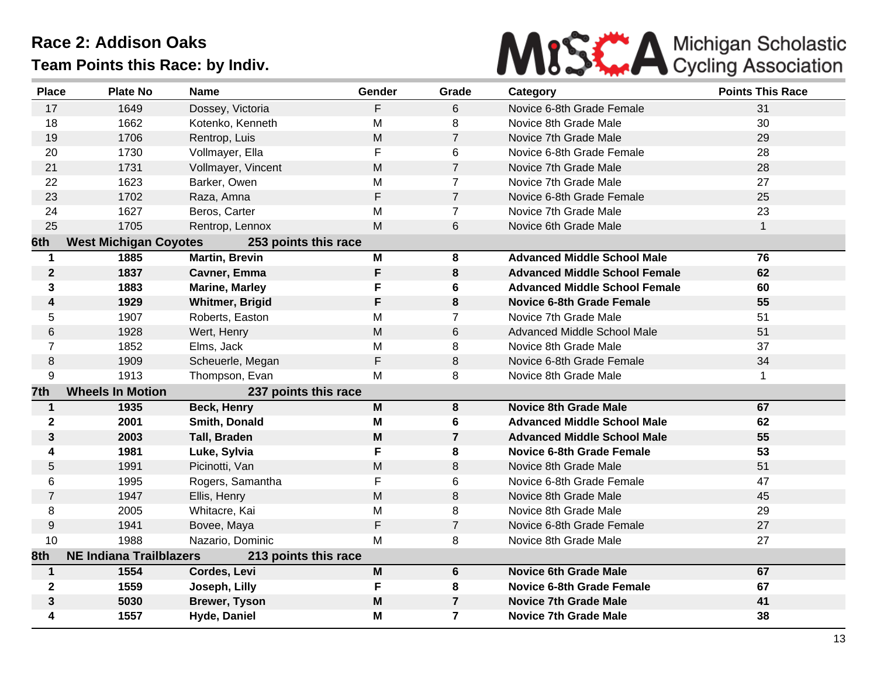# Race 2: Addison Oaks

## Team Points this Race: by Indiv.

Michigan Scholastic Cycling Association

| Place | Plate No | Name | Gender | Grade | Category | Points This Race |
|---|---|---|---|---|---|---|
| 17 | 1649 | Dossey, Victoria | F | 6 | Novice 6-8th Grade Female | 31 |
| 18 | 1662 | Kotenko, Kenneth | M | 8 | Novice 8th Grade Male | 30 |
| 19 | 1706 | Rentrop, Luis | M | 7 | Novice 7th Grade Male | 29 |
| 20 | 1730 | Vollmayer, Ella | F | 6 | Novice 6-8th Grade Female | 28 |
| 21 | 1731 | Vollmayer, Vincent | M | 7 | Novice 7th Grade Male | 28 |
| 22 | 1623 | Barker, Owen | M | 7 | Novice 7th Grade Male | 27 |
| 23 | 1702 | Raza, Amna | F | 7 | Novice 6-8th Grade Female | 25 |
| 24 | 1627 | Beros, Carter | M | 7 | Novice 7th Grade Male | 23 |
| 25 | 1705 | Rentrop, Lennox | M | 6 | Novice 6th Grade Male | 1 |
| **6th** | **West Michigan Coyotes** | **253 points this race** | | | | |
| **1** | **1885** | **Martin, Brevin** | **M** | **8** | **Advanced Middle School Male** | **76** |
| **2** | **1837** | **Cavner, Emma** | **F** | **8** | **Advanced Middle School Female** | **62** |
| **3** | **1883** | **Marine, Marley** | **F** | **6** | **Advanced Middle School Female** | **60** |
| **4** | **1929** | **Whitmer, Brigid** | **F** | **8** | **Novice 6-8th Grade Female** | **55** |
| 5 | 1907 | Roberts, Easton | M | 7 | Novice 7th Grade Male | 51 |
| 6 | 1928 | Wert, Henry | M | 6 | Advanced Middle School Male | 51 |
| 7 | 1852 | Elms, Jack | M | 8 | Novice 8th Grade Male | 37 |
| 8 | 1909 | Scheuerle, Megan | F | 8 | Novice 6-8th Grade Female | 34 |
| 9 | 1913 | Thompson, Evan | M | 8 | Novice 8th Grade Male | 1 |
| **7th** | **Wheels In Motion** | **237 points this race** | | | | |
| **1** | **1935** | **Beck, Henry** | **M** | **8** | **Novice 8th Grade Male** | **67** |
| **2** | **2001** | **Smith, Donald** | **M** | **6** | **Advanced Middle School Male** | **62** |
| **3** | **2003** | **Tall, Braden** | **M** | **7** | **Advanced Middle School Male** | **55** |
| **4** | **1981** | **Luke, Sylvia** | **F** | **8** | **Novice 6-8th Grade Female** | **53** |
| 5 | 1991 | Picinotti, Van | M | 8 | Novice 8th Grade Male | 51 |
| 6 | 1995 | Rogers, Samantha | F | 6 | Novice 6-8th Grade Female | 47 |
| 7 | 1947 | Ellis, Henry | M | 8 | Novice 8th Grade Male | 45 |
| 8 | 2005 | Whitacre, Kai | M | 8 | Novice 8th Grade Male | 29 |
| 9 | 1941 | Bovee, Maya | F | 7 | Novice 6-8th Grade Female | 27 |
| 10 | 1988 | Nazario, Dominic | M | 8 | Novice 8th Grade Male | 27 |
| **8th** | **NE Indiana Trailblazers** | **213 points this race** | | | | |
| **1** | **1554** | **Cordes, Levi** | **M** | **6** | **Novice 6th Grade Male** | **67** |
| **2** | **1559** | **Joseph, Lilly** | **F** | **8** | **Novice 6-8th Grade Female** | **67** |
| **3** | **5030** | **Brewer, Tyson** | **M** | **7** | **Novice 7th Grade Male** | **41** |
| **4** | **1557** | **Hyde, Daniel** | **M** | **7** | **Novice 7th Grade Male** | **38** |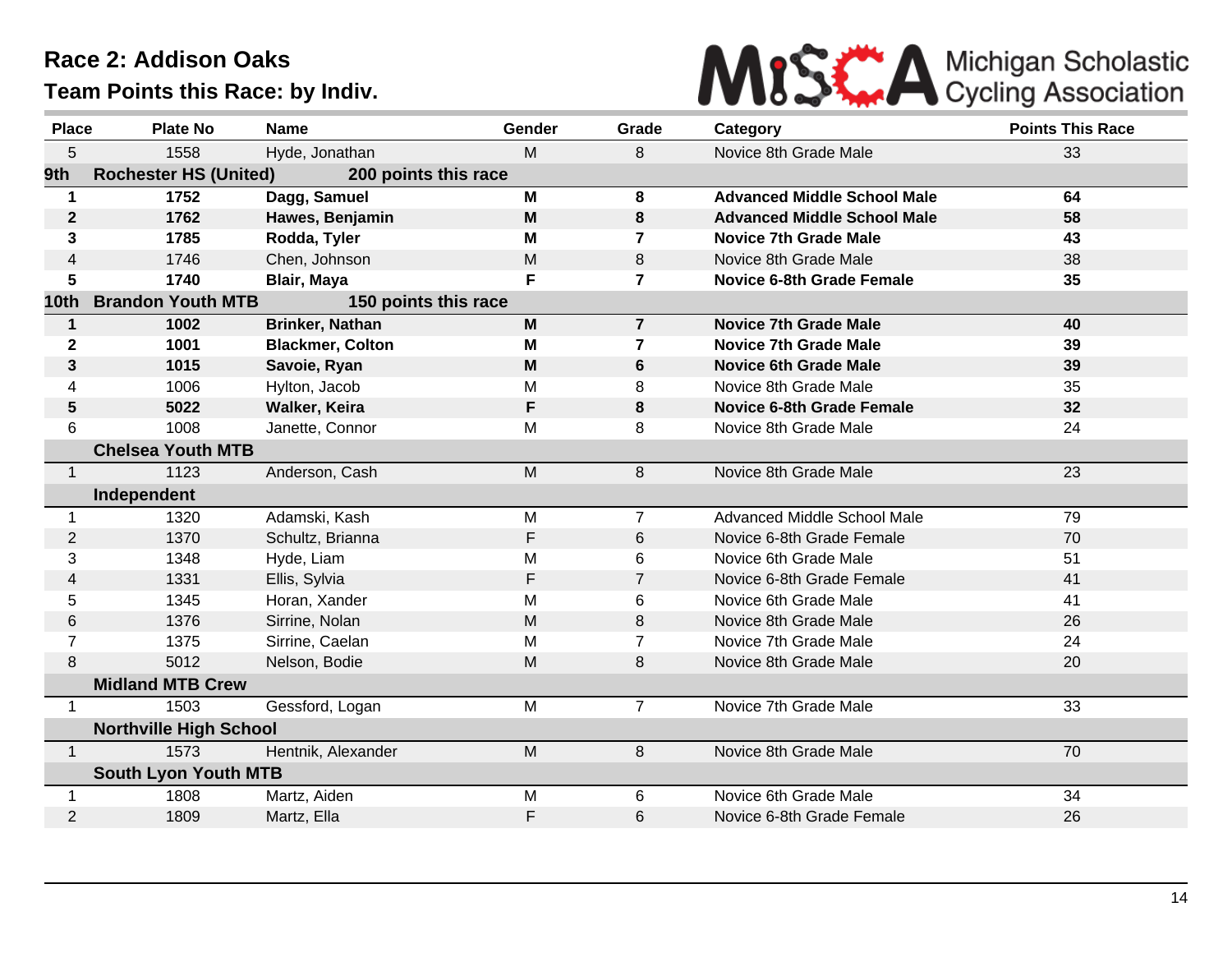# Race 2: Addison Oaks

## Team Points this Race: by Indiv.

Michigan Scholastic Cycling Association

| Place | Plate No | Name | Gender | Grade | Category | Points This Race |
|---|---|---|---|---|---|---|
| 5 | 1558 | Hyde, Jonathan | M | 8 | Novice 8th Grade Male | 33 |
| **9th** | **Rochester HS (United)** | **200 points this race** | | | | |
| **1** | **1752** | **Dagg, Samuel** | **M** | **8** | **Advanced Middle School Male** | **64** |
| **2** | **1762** | **Hawes, Benjamin** | **M** | **8** | **Advanced Middle School Male** | **58** |
| **3** | **1785** | **Rodda, Tyler** | **M** | **7** | **Novice 7th Grade Male** | **43** |
| 4 | 1746 | Chen, Johnson | M | 8 | Novice 8th Grade Male | 38 |
| **5** | **1740** | **Blair, Maya** | **F** | **7** | **Novice 6-8th Grade Female** | **35** |
| **10th** | **Brandon Youth MTB** | **150 points this race** | | | | |
| **1** | **1002** | **Brinker, Nathan** | **M** | **7** | **Novice 7th Grade Male** | **40** |
| **2** | **1001** | **Blackmer, Colton** | **M** | **7** | **Novice 7th Grade Male** | **39** |
| **3** | **1015** | **Savoie, Ryan** | **M** | **6** | **Novice 6th Grade Male** | **39** |
| 4 | 1006 | Hylton, Jacob | M | 8 | Novice 8th Grade Male | 35 |
| **5** | **5022** | **Walker, Keira** | **F** | **8** | **Novice 6-8th Grade Female** | **32** |
| 6 | 1008 | Janette, Connor | M | 8 | Novice 8th Grade Male | 24 |
| | **Chelsea Youth MTB** | | | | | |
| 1 | 1123 | Anderson, Cash | M | 8 | Novice 8th Grade Male | 23 |
| | **Independent** | | | | | |
| 1 | 1320 | Adamski, Kash | M | 7 | Advanced Middle School Male | 79 |
| 2 | 1370 | Schultz, Brianna | F | 6 | Novice 6-8th Grade Female | 70 |
| 3 | 1348 | Hyde, Liam | M | 6 | Novice 6th Grade Male | 51 |
| 4 | 1331 | Ellis, Sylvia | F | 7 | Novice 6-8th Grade Female | 41 |
| 5 | 1345 | Horan, Xander | M | 6 | Novice 6th Grade Male | 41 |
| 6 | 1376 | Sirrine, Nolan | M | 8 | Novice 8th Grade Male | 26 |
| 7 | 1375 | Sirrine, Caelan | M | 7 | Novice 7th Grade Male | 24 |
| 8 | 5012 | Nelson, Bodie | M | 8 | Novice 8th Grade Male | 20 |
| | **Midland MTB Crew** | | | | | |
| 1 | 1503 | Gessford, Logan | M | 7 | Novice 7th Grade Male | 33 |
| | **Northville High School** | | | | | |
| 1 | 1573 | Hentnik, Alexander | M | 8 | Novice 8th Grade Male | 70 |
| | **South Lyon Youth MTB** | | | | | |
| 1 | 1808 | Martz, Aiden | M | 6 | Novice 6th Grade Male | 34 |
| 2 | 1809 | Martz, Ella | F | 6 | Novice 6-8th Grade Female | 26 |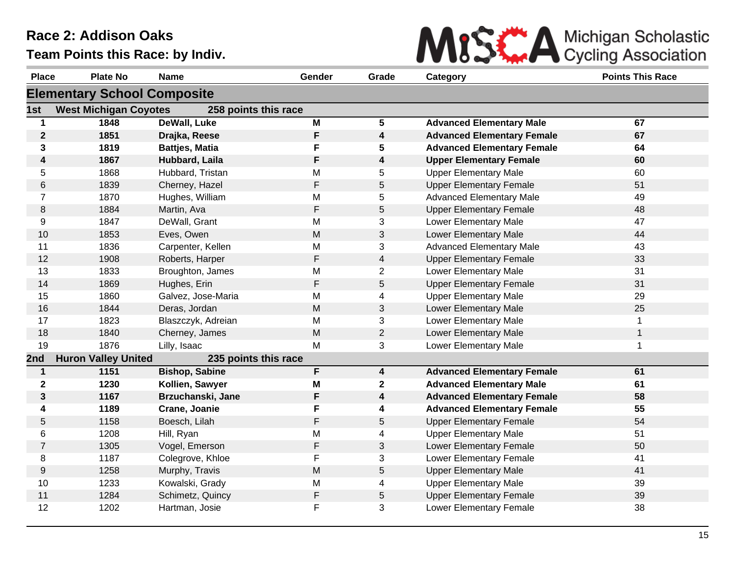# Race 2: Addison Oaks

## Team Points this Race: by Indiv.

Michigan Scholastic Cycling Association

| Place | Plate No | Name | Gender | Grade | Category | Points This Race |
|---|---|---|---|---|---|---|
| **Elementary School Composite** | | | | | | |
| **1st** | **West Michigan Coyotes** | **258 points this race** | | | | |
| **1** | **1848** | **DeWall, Luke** | **M** | **5** | **Advanced Elementary Male** | **67** |
| **2** | **1851** | **Drajka, Reese** | **F** | **4** | **Advanced Elementary Female** | **67** |
| **3** | **1819** | **Battjes, Matia** | **F** | **5** | **Advanced Elementary Female** | **64** |
| **4** | **1867** | **Hubbard, Laila** | **F** | **4** | **Upper Elementary Female** | **60** |
| 5 | 1868 | Hubbard, Tristan | M | 5 | Upper Elementary Male | 60 |
| 6 | 1839 | Cherney, Hazel | F | 5 | Upper Elementary Female | 51 |
| 7 | 1870 | Hughes, William | M | 5 | Advanced Elementary Male | 49 |
| 8 | 1884 | Martin, Ava | F | 5 | Upper Elementary Female | 48 |
| 9 | 1847 | DeWall, Grant | M | 3 | Lower Elementary Male | 47 |
| 10 | 1853 | Eves, Owen | M | 3 | Lower Elementary Male | 44 |
| 11 | 1836 | Carpenter, Kellen | M | 3 | Advanced Elementary Male | 43 |
| 12 | 1908 | Roberts, Harper | F | 4 | Upper Elementary Female | 33 |
| 13 | 1833 | Broughton, James | M | 2 | Lower Elementary Male | 31 |
| 14 | 1869 | Hughes, Erin | F | 5 | Upper Elementary Female | 31 |
| 15 | 1860 | Galvez, Jose-Maria | M | 4 | Upper Elementary Male | 29 |
| 16 | 1844 | Deras, Jordan | M | 3 | Lower Elementary Male | 25 |
| 17 | 1823 | Blaszczyk, Adreian | M | 3 | Lower Elementary Male | 1 |
| 18 | 1840 | Cherney, James | M | 2 | Lower Elementary Male | 1 |
| 19 | 1876 | Lilly, Isaac | M | 3 | Lower Elementary Male | 1 |
| **2nd** | **Huron Valley United** | **235 points this race** | | | | |
| **1** | **1151** | **Bishop, Sabine** | **F** | **4** | **Advanced Elementary Female** | **61** |
| **2** | **1230** | **Kollien, Sawyer** | **M** | **2** | **Advanced Elementary Male** | **61** |
| **3** | **1167** | **Brzuchanski, Jane** | **F** | **4** | **Advanced Elementary Female** | **58** |
| **4** | **1189** | **Crane, Joanie** | **F** | **4** | **Advanced Elementary Female** | **55** |
| 5 | 1158 | Boesch, Lilah | F | 5 | Upper Elementary Female | 54 |
| 6 | 1208 | Hill, Ryan | M | 4 | Upper Elementary Male | 51 |
| 7 | 1305 | Vogel, Emerson | F | 3 | Lower Elementary Female | 50 |
| 8 | 1187 | Colegrove, Khloe | F | 3 | Lower Elementary Female | 41 |
| 9 | 1258 | Murphy, Travis | M | 5 | Upper Elementary Male | 41 |
| 10 | 1233 | Kowalski, Grady | M | 4 | Upper Elementary Male | 39 |
| 11 | 1284 | Schimetz, Quincy | F | 5 | Upper Elementary Female | 39 |
| 12 | 1202 | Hartman, Josie | F | 3 | Lower Elementary Female | 38 |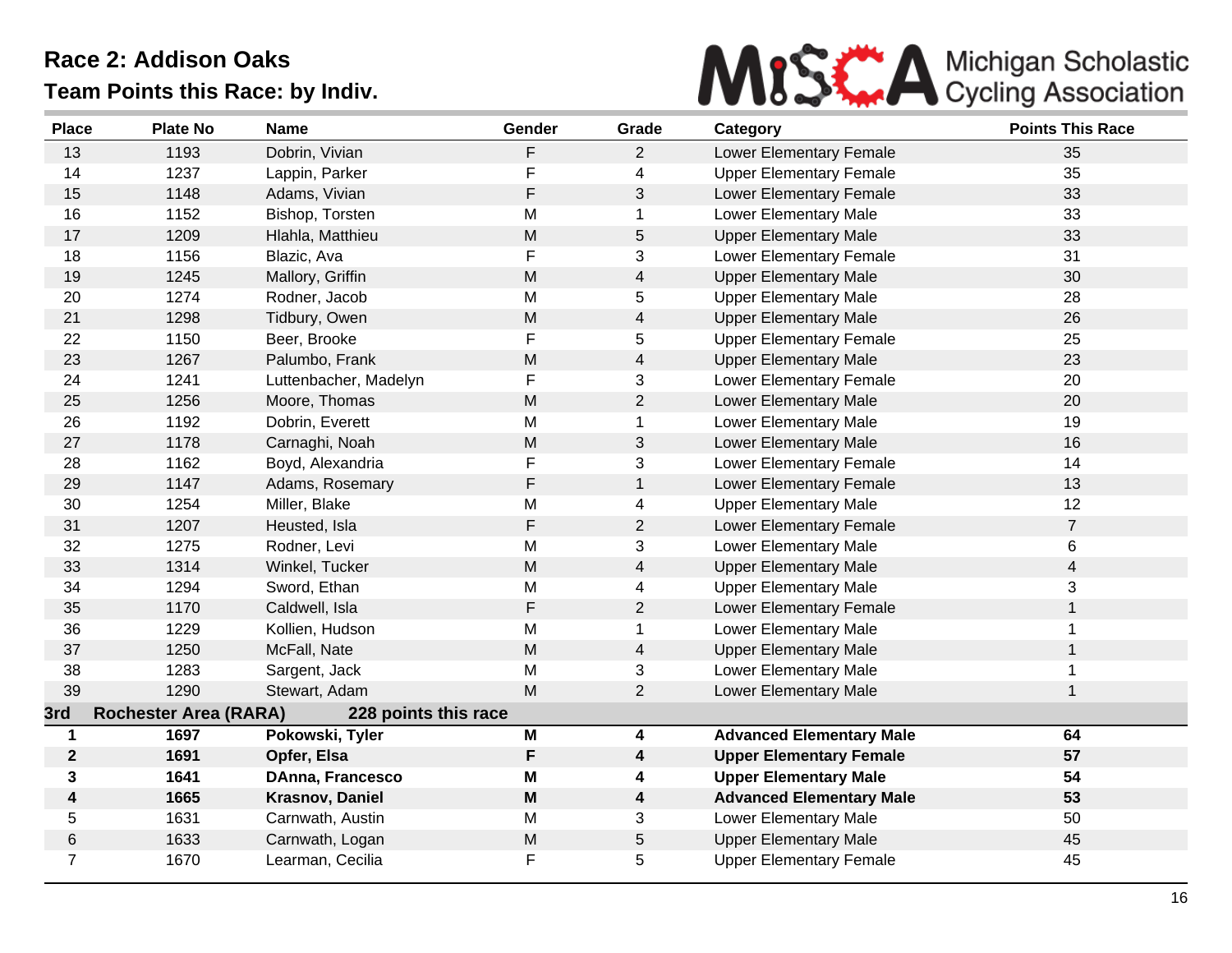# Race 2: Addison Oaks

## Team Points this Race: by Indiv.

Michigan Scholastic Cycling Association

| Place | Plate No | Name | Gender | Grade | Category | Points This Race |
|---|---|---|---|---|---|---|
| 13 | 1193 | Dobrin, Vivian | F | 2 | Lower Elementary Female | 35 |
| 14 | 1237 | Lappin, Parker | F | 4 | Upper Elementary Female | 35 |
| 15 | 1148 | Adams, Vivian | F | 3 | Lower Elementary Female | 33 |
| 16 | 1152 | Bishop, Torsten | M | 1 | Lower Elementary Male | 33 |
| 17 | 1209 | Hlahla, Matthieu | M | 5 | Upper Elementary Male | 33 |
| 18 | 1156 | Blazic, Ava | F | 3 | Lower Elementary Female | 31 |
| 19 | 1245 | Mallory, Griffin | M | 4 | Upper Elementary Male | 30 |
| 20 | 1274 | Rodner, Jacob | M | 5 | Upper Elementary Male | 28 |
| 21 | 1298 | Tidbury, Owen | M | 4 | Upper Elementary Male | 26 |
| 22 | 1150 | Beer, Brooke | F | 5 | Upper Elementary Female | 25 |
| 23 | 1267 | Palumbo, Frank | M | 4 | Upper Elementary Male | 23 |
| 24 | 1241 | Luttenbacher, Madelyn | F | 3 | Lower Elementary Female | 20 |
| 25 | 1256 | Moore, Thomas | M | 2 | Lower Elementary Male | 20 |
| 26 | 1192 | Dobrin, Everett | M | 1 | Lower Elementary Male | 19 |
| 27 | 1178 | Carnaghi, Noah | M | 3 | Lower Elementary Male | 16 |
| 28 | 1162 | Boyd, Alexandria | F | 3 | Lower Elementary Female | 14 |
| 29 | 1147 | Adams, Rosemary | F | 1 | Lower Elementary Female | 13 |
| 30 | 1254 | Miller, Blake | M | 4 | Upper Elementary Male | 12 |
| 31 | 1207 | Heusted, Isla | F | 2 | Lower Elementary Female | 7 |
| 32 | 1275 | Rodner, Levi | M | 3 | Lower Elementary Male | 6 |
| 33 | 1314 | Winkel, Tucker | M | 4 | Upper Elementary Male | 4 |
| 34 | 1294 | Sword, Ethan | M | 4 | Upper Elementary Male | 3 |
| 35 | 1170 | Caldwell, Isla | F | 2 | Lower Elementary Female | 1 |
| 36 | 1229 | Kollien, Hudson | M | 1 | Lower Elementary Male | 1 |
| 37 | 1250 | McFall, Nate | M | 4 | Upper Elementary Male | 1 |
| 38 | 1283 | Sargent, Jack | M | 3 | Lower Elementary Male | 1 |
| 39 | 1290 | Stewart, Adam | M | 2 | Lower Elementary Male | 1 |
| **3rd** | **Rochester Area (RARA)** | **228 points this race** | | | | |
| **1** | **1697** | **Pokowski, Tyler** | **M** | **4** | **Advanced Elementary Male** | **64** |
| **2** | **1691** | **Opfer, Elsa** | **F** | **4** | **Upper Elementary Female** | **57** |
| **3** | **1641** | **DAnna, Francesco** | **M** | **4** | **Upper Elementary Male** | **54** |
| **4** | **1665** | **Krasnov, Daniel** | **M** | **4** | **Advanced Elementary Male** | **53** |
| 5 | 1631 | Carnwath, Austin | M | 3 | Lower Elementary Male | 50 |
| 6 | 1633 | Carnwath, Logan | M | 5 | Upper Elementary Male | 45 |
| 7 | 1670 | Learman, Cecilia | F | 5 | Upper Elementary Female | 45 |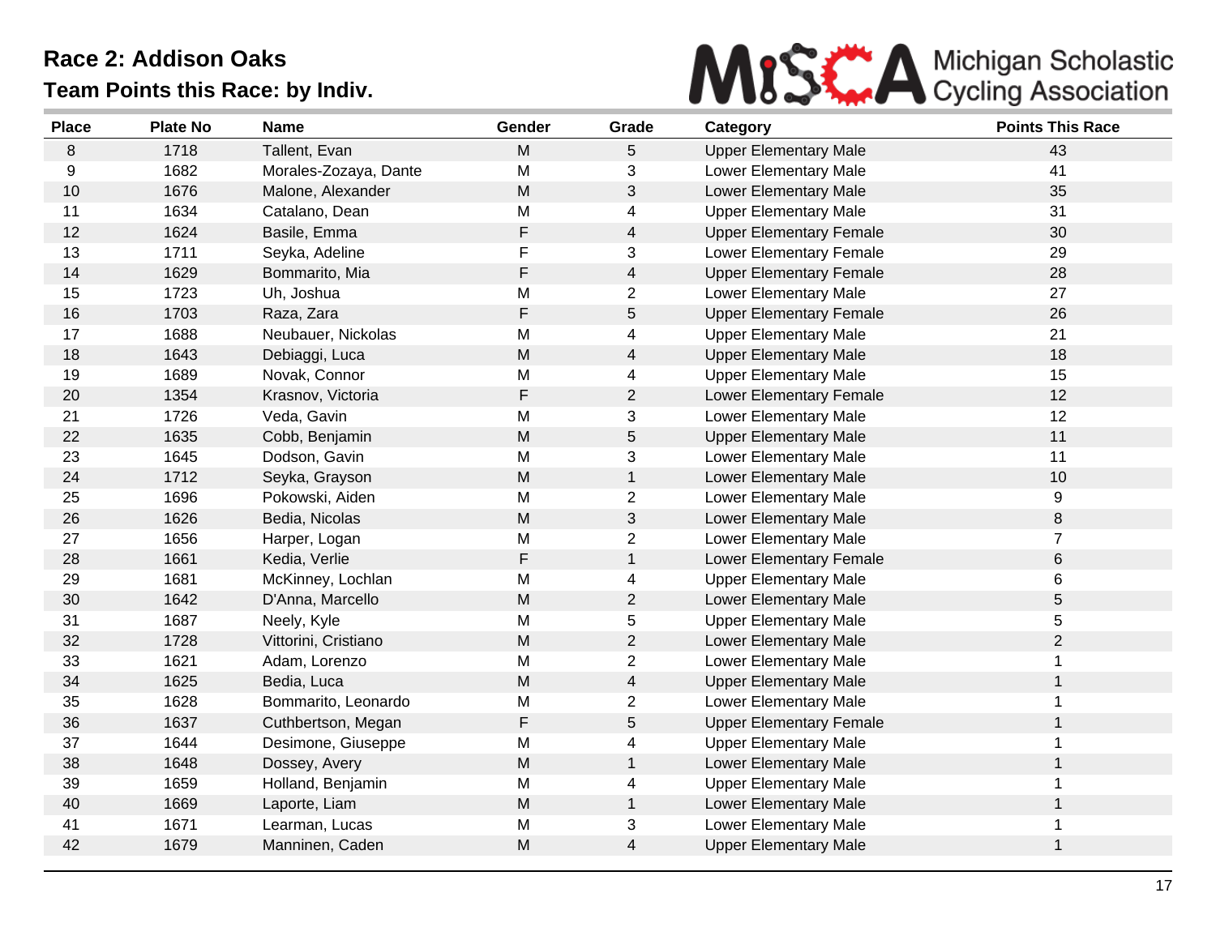# Race 2: Addison Oaks

## Team Points this Race: by Indiv.

| Place | Plate No | Name | Gender | Grade | Category | Points This Race |
|---|---|---|---|---|---|---|
| 8 | 1718 | Tallent, Evan | M | 5 | Upper Elementary Male | 43 |
| 9 | 1682 | Morales-Zozaya, Dante | M | 3 | Lower Elementary Male | 41 |
| 10 | 1676 | Malone, Alexander | M | 3 | Lower Elementary Male | 35 |
| 11 | 1634 | Catalano, Dean | M | 4 | Upper Elementary Male | 31 |
| 12 | 1624 | Basile, Emma | F | 4 | Upper Elementary Female | 30 |
| 13 | 1711 | Seyka, Adeline | F | 3 | Lower Elementary Female | 29 |
| 14 | 1629 | Bommarito, Mia | F | 4 | Upper Elementary Female | 28 |
| 15 | 1723 | Uh, Joshua | M | 2 | Lower Elementary Male | 27 |
| 16 | 1703 | Raza, Zara | F | 5 | Upper Elementary Female | 26 |
| 17 | 1688 | Neubauer, Nickolas | M | 4 | Upper Elementary Male | 21 |
| 18 | 1643 | Debiaggi, Luca | M | 4 | Upper Elementary Male | 18 |
| 19 | 1689 | Novak, Connor | M | 4 | Upper Elementary Male | 15 |
| 20 | 1354 | Krasnov, Victoria | F | 2 | Lower Elementary Female | 12 |
| 21 | 1726 | Veda, Gavin | M | 3 | Lower Elementary Male | 12 |
| 22 | 1635 | Cobb, Benjamin | M | 5 | Upper Elementary Male | 11 |
| 23 | 1645 | Dodson, Gavin | M | 3 | Lower Elementary Male | 11 |
| 24 | 1712 | Seyka, Grayson | M | 1 | Lower Elementary Male | 10 |
| 25 | 1696 | Pokowski, Aiden | M | 2 | Lower Elementary Male | 9 |
| 26 | 1626 | Bedia, Nicolas | M | 3 | Lower Elementary Male | 8 |
| 27 | 1656 | Harper, Logan | M | 2 | Lower Elementary Male | 7 |
| 28 | 1661 | Kedia, Verlie | F | 1 | Lower Elementary Female | 6 |
| 29 | 1681 | McKinney, Lochlan | M | 4 | Upper Elementary Male | 6 |
| 30 | 1642 | D'Anna, Marcello | M | 2 | Lower Elementary Male | 5 |
| 31 | 1687 | Neely, Kyle | M | 5 | Upper Elementary Male | 5 |
| 32 | 1728 | Vittorini, Cristiano | M | 2 | Lower Elementary Male | 2 |
| 33 | 1621 | Adam, Lorenzo | M | 2 | Lower Elementary Male | 1 |
| 34 | 1625 | Bedia, Luca | M | 4 | Upper Elementary Male | 1 |
| 35 | 1628 | Bommarito, Leonardo | M | 2 | Lower Elementary Male | 1 |
| 36 | 1637 | Cuthbertson, Megan | F | 5 | Upper Elementary Female | 1 |
| 37 | 1644 | Desimone, Giuseppe | M | 4 | Upper Elementary Male | 1 |
| 38 | 1648 | Dossey, Avery | M | 1 | Lower Elementary Male | 1 |
| 39 | 1659 | Holland, Benjamin | M | 4 | Upper Elementary Male | 1 |
| 40 | 1669 | Laporte, Liam | M | 1 | Lower Elementary Male | 1 |
| 41 | 1671 | Learman, Lucas | M | 3 | Lower Elementary Male | 1 |
| 42 | 1679 | Manninen, Caden | M | 4 | Upper Elementary Male | 1 |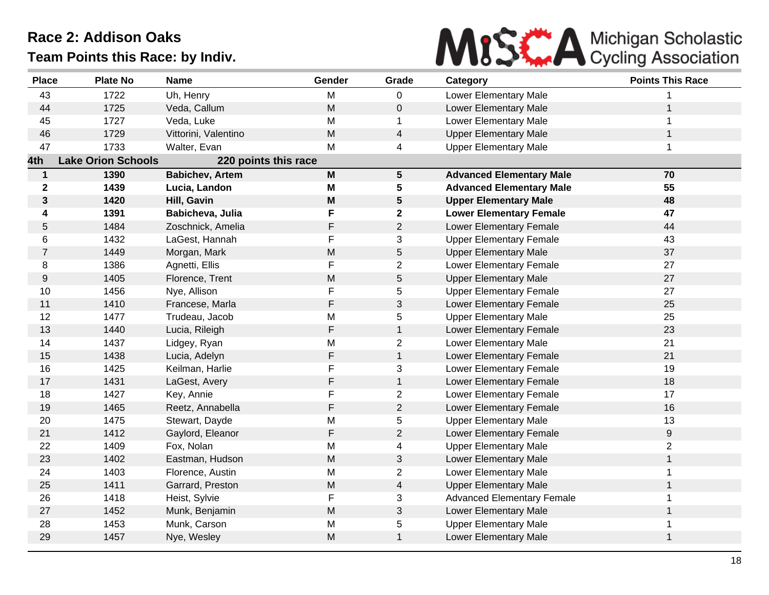# Race 2: Addison Oaks

## Team Points this Race: by Indiv.

| Place | Plate No | Name | Gender | Grade | Category | Points This Race |
|---|---|---|---|---|---|---|
| 43 | 1722 | Uh, Henry | M | 0 | Lower Elementary Male | 1 |
| 44 | 1725 | Veda, Callum | M | 0 | Lower Elementary Male | 1 |
| 45 | 1727 | Veda, Luke | M | 1 | Lower Elementary Male | 1 |
| 46 | 1729 | Vittorini, Valentino | M | 4 | Upper Elementary Male | 1 |
| 47 | 1733 | Walter, Evan | M | 4 | Upper Elementary Male | 1 |
| **4th** | **Lake Orion Schools** | **220 points this race** | | | | |
| **1** | **1390** | **Babichev, Artem** | **M** | **5** | **Advanced Elementary Male** | **70** |
| **2** | **1439** | **Lucia, Landon** | **M** | **5** | **Advanced Elementary Male** | **55** |
| **3** | **1420** | **Hill, Gavin** | **M** | **5** | **Upper Elementary Male** | **48** |
| **4** | **1391** | **Babicheva, Julia** | **F** | **2** | **Lower Elementary Female** | **47** |
| 5 | 1484 | Zoschnick, Amelia | F | 2 | Lower Elementary Female | 44 |
| 6 | 1432 | LaGest, Hannah | F | 3 | Upper Elementary Female | 43 |
| 7 | 1449 | Morgan, Mark | M | 5 | Upper Elementary Male | 37 |
| 8 | 1386 | Agnetti, Ellis | F | 2 | Lower Elementary Female | 27 |
| 9 | 1405 | Florence, Trent | M | 5 | Upper Elementary Male | 27 |
| 10 | 1456 | Nye, Allison | F | 5 | Upper Elementary Female | 27 |
| 11 | 1410 | Francese, Marla | F | 3 | Lower Elementary Female | 25 |
| 12 | 1477 | Trudeau, Jacob | M | 5 | Upper Elementary Male | 25 |
| 13 | 1440 | Lucia, Rileigh | F | 1 | Lower Elementary Female | 23 |
| 14 | 1437 | Lidgey, Ryan | M | 2 | Lower Elementary Male | 21 |
| 15 | 1438 | Lucia, Adelyn | F | 1 | Lower Elementary Female | 21 |
| 16 | 1425 | Keilman, Harlie | F | 3 | Lower Elementary Female | 19 |
| 17 | 1431 | LaGest, Avery | F | 1 | Lower Elementary Female | 18 |
| 18 | 1427 | Key, Annie | F | 2 | Lower Elementary Female | 17 |
| 19 | 1465 | Reetz, Annabella | F | 2 | Lower Elementary Female | 16 |
| 20 | 1475 | Stewart, Dayde | M | 5 | Upper Elementary Male | 13 |
| 21 | 1412 | Gaylord, Eleanor | F | 2 | Lower Elementary Female | 9 |
| 22 | 1409 | Fox, Nolan | M | 4 | Upper Elementary Male | 2 |
| 23 | 1402 | Eastman, Hudson | M | 3 | Lower Elementary Male | 1 |
| 24 | 1403 | Florence, Austin | M | 2 | Lower Elementary Male | 1 |
| 25 | 1411 | Garrard, Preston | M | 4 | Upper Elementary Male | 1 |
| 26 | 1418 | Heist, Sylvie | F | 3 | Advanced Elementary Female | 1 |
| 27 | 1452 | Munk, Benjamin | M | 3 | Lower Elementary Male | 1 |
| 28 | 1453 | Munk, Carson | M | 5 | Upper Elementary Male | 1 |
| 29 | 1457 | Nye, Wesley | M | 1 | Lower Elementary Male | 1 |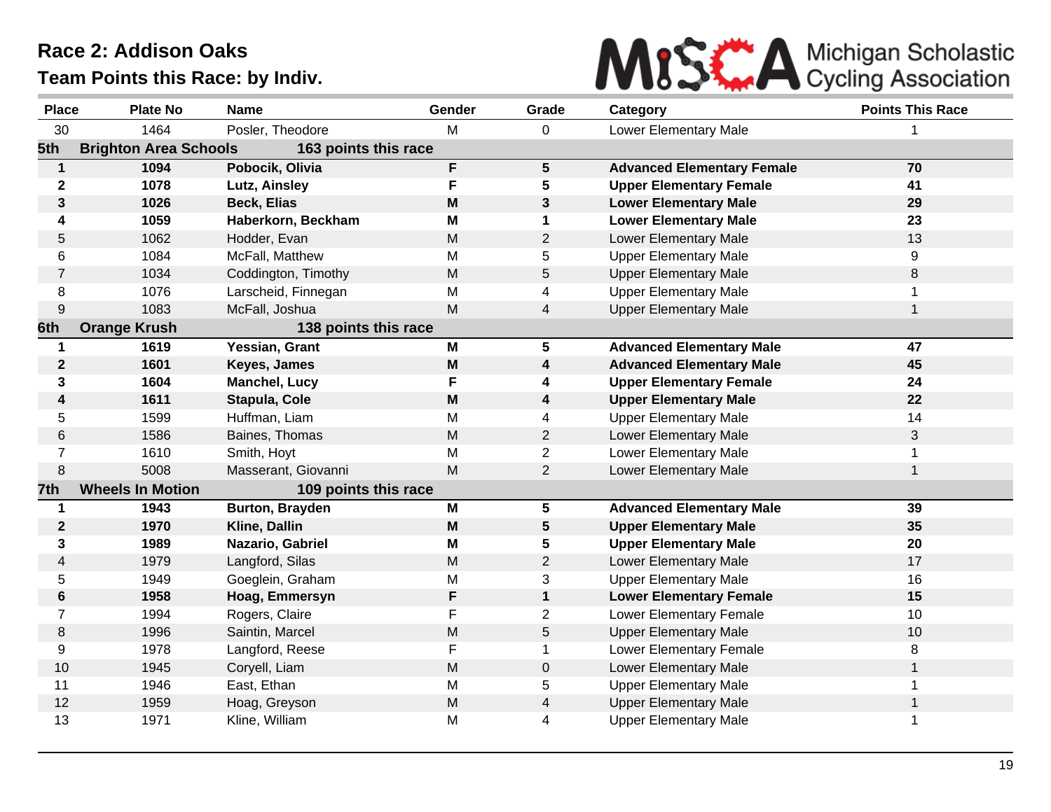# Race 2: Addison Oaks

## Team Points this Race: by Indiv.

Michigan Scholastic Cycling Association

| Place | Plate No | Name | Gender | Grade | Category | Points This Race |
|---|---|---|---|---|---|---|
| 30 | 1464 | Posler, Theodore | M | 0 | Lower Elementary Male | 1 |
| **5th** | **Brighton Area Schools** | **163 points this race** | | | | |
| **1** | **1094** | **Pobocik, Olivia** | **F** | **5** | **Advanced Elementary Female** | **70** |
| **2** | **1078** | **Lutz, Ainsley** | **F** | **5** | **Upper Elementary Female** | **41** |
| **3** | **1026** | **Beck, Elias** | **M** | **3** | **Lower Elementary Male** | **29** |
| **4** | **1059** | **Haberkorn, Beckham** | **M** | **1** | **Lower Elementary Male** | **23** |
| 5 | 1062 | Hodder, Evan | M | 2 | Lower Elementary Male | 13 |
| 6 | 1084 | McFall, Matthew | M | 5 | Upper Elementary Male | 9 |
| 7 | 1034 | Coddington, Timothy | M | 5 | Upper Elementary Male | 8 |
| 8 | 1076 | Larscheid, Finnegan | M | 4 | Upper Elementary Male | 1 |
| 9 | 1083 | McFall, Joshua | M | 4 | Upper Elementary Male | 1 |
| **6th** | **Orange Krush** | **138 points this race** | | | | |
| **1** | **1619** | **Yessian, Grant** | **M** | **5** | **Advanced Elementary Male** | **47** |
| **2** | **1601** | **Keyes, James** | **M** | **4** | **Advanced Elementary Male** | **45** |
| **3** | **1604** | **Manchel, Lucy** | **F** | **4** | **Upper Elementary Female** | **24** |
| **4** | **1611** | **Stapula, Cole** | **M** | **4** | **Upper Elementary Male** | **22** |
| 5 | 1599 | Huffman, Liam | M | 4 | Upper Elementary Male | 14 |
| 6 | 1586 | Baines, Thomas | M | 2 | Lower Elementary Male | 3 |
| 7 | 1610 | Smith, Hoyt | M | 2 | Lower Elementary Male | 1 |
| 8 | 5008 | Masserant, Giovanni | M | 2 | Lower Elementary Male | 1 |
| **7th** | **Wheels In Motion** | **109 points this race** | | | | |
| **1** | **1943** | **Burton, Brayden** | **M** | **5** | **Advanced Elementary Male** | **39** |
| **2** | **1970** | **Kline, Dallin** | **M** | **5** | **Upper Elementary Male** | **35** |
| **3** | **1989** | **Nazario, Gabriel** | **M** | **5** | **Upper Elementary Male** | **20** |
| 4 | 1979 | Langford, Silas | M | 2 | Lower Elementary Male | 17 |
| 5 | 1949 | Goeglein, Graham | M | 3 | Upper Elementary Male | 16 |
| **6** | **1958** | **Hoag, Emmersyn** | **F** | **1** | **Lower Elementary Female** | **15** |
| 7 | 1994 | Rogers, Claire | F | 2 | Lower Elementary Female | 10 |
| 8 | 1996 | Saintin, Marcel | M | 5 | Upper Elementary Male | 10 |
| 9 | 1978 | Langford, Reese | F | 1 | Lower Elementary Female | 8 |
| 10 | 1945 | Coryell, Liam | M | 0 | Lower Elementary Male | 1 |
| 11 | 1946 | East, Ethan | M | 5 | Upper Elementary Male | 1 |
| 12 | 1959 | Hoag, Greyson | M | 4 | Upper Elementary Male | 1 |
| 13 | 1971 | Kline, William | M | 4 | Upper Elementary Male | 1 |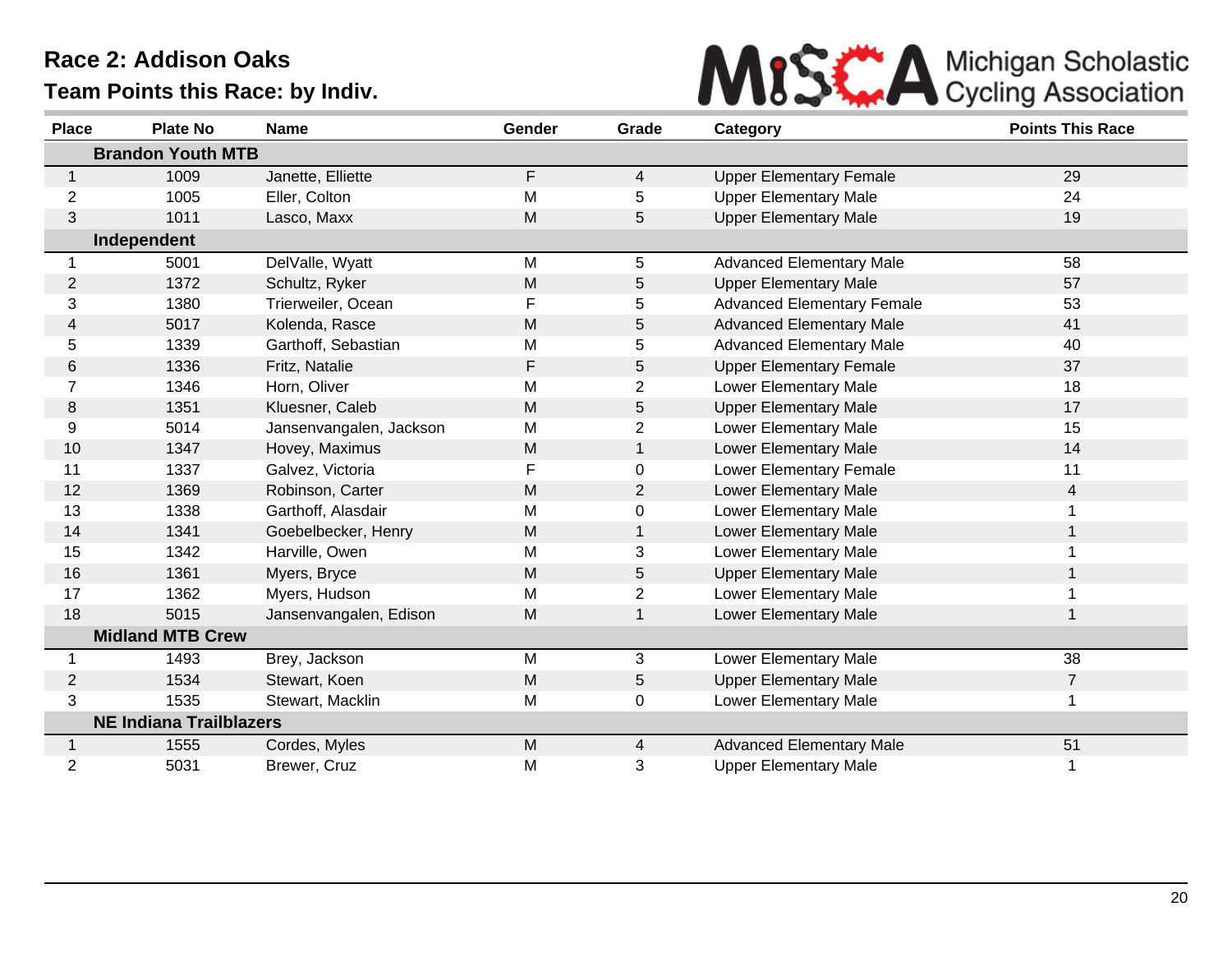# Race 2: Addison Oaks

## Team Points this Race: by Indiv.

Michigan Scholastic Cycling Association

| Place | Plate No | Name | Gender | Grade | Category | Points This Race |
|---|---|---|---|---|---|---|
| | **Brandon Youth MTB** | | | | | |
| 1 | 1009 | Janette, Elliette | F | 4 | Upper Elementary Female | 29 |
| 2 | 1005 | Eller, Colton | M | 5 | Upper Elementary Male | 24 |
| 3 | 1011 | Lasco, Maxx | M | 5 | Upper Elementary Male | 19 |
| | **Independent** | | | | | |
| 1 | 5001 | DelValle, Wyatt | M | 5 | Advanced Elementary Male | 58 |
| 2 | 1372 | Schultz, Ryker | M | 5 | Upper Elementary Male | 57 |
| 3 | 1380 | Trierweiler, Ocean | F | 5 | Advanced Elementary Female | 53 |
| 4 | 5017 | Kolenda, Rasce | M | 5 | Advanced Elementary Male | 41 |
| 5 | 1339 | Garthoff, Sebastian | M | 5 | Advanced Elementary Male | 40 |
| 6 | 1336 | Fritz, Natalie | F | 5 | Upper Elementary Female | 37 |
| 7 | 1346 | Horn, Oliver | M | 2 | Lower Elementary Male | 18 |
| 8 | 1351 | Kluesner, Caleb | M | 5 | Upper Elementary Male | 17 |
| 9 | 5014 | Jansenvangalen, Jackson | M | 2 | Lower Elementary Male | 15 |
| 10 | 1347 | Hovey, Maximus | M | 1 | Lower Elementary Male | 14 |
| 11 | 1337 | Galvez, Victoria | F | 0 | Lower Elementary Female | 11 |
| 12 | 1369 | Robinson, Carter | M | 2 | Lower Elementary Male | 4 |
| 13 | 1338 | Garthoff, Alasdair | M | 0 | Lower Elementary Male | 1 |
| 14 | 1341 | Goebelbecker, Henry | M | 1 | Lower Elementary Male | 1 |
| 15 | 1342 | Harville, Owen | M | 3 | Lower Elementary Male | 1 |
| 16 | 1361 | Myers, Bryce | M | 5 | Upper Elementary Male | 1 |
| 17 | 1362 | Myers, Hudson | M | 2 | Lower Elementary Male | 1 |
| 18 | 5015 | Jansenvangalen, Edison | M | 1 | Lower Elementary Male | 1 |
| | **Midland MTB Crew** | | | | | |
| 1 | 1493 | Brey, Jackson | M | 3 | Lower Elementary Male | 38 |
| 2 | 1534 | Stewart, Koen | M | 5 | Upper Elementary Male | 7 |
| 3 | 1535 | Stewart, Macklin | M | 0 | Lower Elementary Male | 1 |
| | **NE Indiana Trailblazers** | | | | | |
| 1 | 1555 | Cordes, Myles | M | 4 | Advanced Elementary Male | 51 |
| 2 | 5031 | Brewer, Cruz | M | 3 | Upper Elementary Male | 1 |